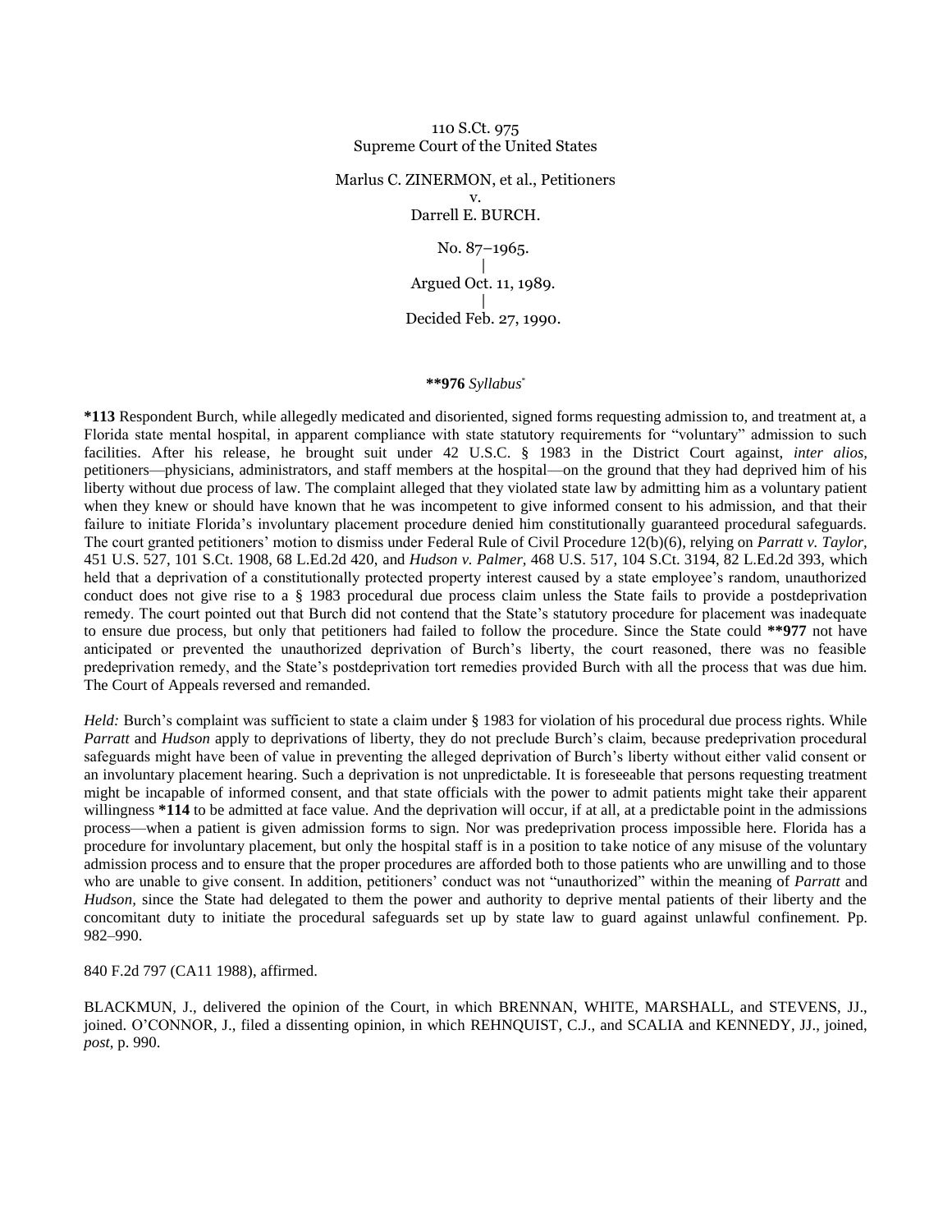110 S.Ct. 975
Supreme Court of the United States

Marlus C. ZINERMON, et al., Petitioners
v.
Darrell E. BURCH.

No. 87–1965.
|
Argued Oct. 11, 1989.
|
Decided Feb. 27, 1990.

**\*\*976** *Syllabus*[*]

**\*113** Respondent Burch, while allegedly medicated and disoriented, signed forms requesting admission to, and treatment at, a Florida state mental hospital, in apparent compliance with state statutory requirements for "voluntary" admission to such facilities. After his release, he brought suit under 42 U.S.C. § 1983 in the District Court against, *inter alios,* petitioners—physicians, administrators, and staff members at the hospital—on the ground that they had deprived him of his liberty without due process of law. The complaint alleged that they violated state law by admitting him as a voluntary patient when they knew or should have known that he was incompetent to give informed consent to his admission, and that their failure to initiate Florida's involuntary placement procedure denied him constitutionally guaranteed procedural safeguards. The court granted petitioners' motion to dismiss under Federal Rule of Civil Procedure 12(b)(6), relying on *Parratt v. Taylor,* 451 U.S. 527, 101 S.Ct. 1908, 68 L.Ed.2d 420, and *Hudson v. Palmer,* 468 U.S. 517, 104 S.Ct. 3194, 82 L.Ed.2d 393, which held that a deprivation of a constitutionally protected property interest caused by a state employee's random, unauthorized conduct does not give rise to a § 1983 procedural due process claim unless the State fails to provide a postdeprivation remedy. The court pointed out that Burch did not contend that the State's statutory procedure for placement was inadequate to ensure due process, but only that petitioners had failed to follow the procedure. Since the State could **\*\*977** not have anticipated or prevented the unauthorized deprivation of Burch's liberty, the court reasoned, there was no feasible predeprivation remedy, and the State's postdeprivation tort remedies provided Burch with all the process that was due him. The Court of Appeals reversed and remanded.

*Held:* Burch's complaint was sufficient to state a claim under § 1983 for violation of his procedural due process rights. While *Parratt* and *Hudson* apply to deprivations of liberty, they do not preclude Burch's claim, because predeprivation procedural safeguards might have been of value in preventing the alleged deprivation of Burch's liberty without either valid consent or an involuntary placement hearing. Such a deprivation is not unpredictable. It is foreseeable that persons requesting treatment might be incapable of informed consent, and that state officials with the power to admit patients might take their apparent willingness **\*114** to be admitted at face value. And the deprivation will occur, if at all, at a predictable point in the admissions process—when a patient is given admission forms to sign. Nor was predeprivation process impossible here. Florida has a procedure for involuntary placement, but only the hospital staff is in a position to take notice of any misuse of the voluntary admission process and to ensure that the proper procedures are afforded both to those patients who are unwilling and to those who are unable to give consent. In addition, petitioners' conduct was not "unauthorized" within the meaning of *Parratt* and *Hudson,* since the State had delegated to them the power and authority to deprive mental patients of their liberty and the concomitant duty to initiate the procedural safeguards set up by state law to guard against unlawful confinement. Pp. 982–990.

840 F.2d 797 (CA11 1988), affirmed.

BLACKMUN, J., delivered the opinion of the Court, in which BRENNAN, WHITE, MARSHALL, and STEVENS, JJ., joined. O'CONNOR, J., filed a dissenting opinion, in which REHNQUIST, C.J., and SCALIA and KENNEDY, JJ., joined, *post*, p. 990.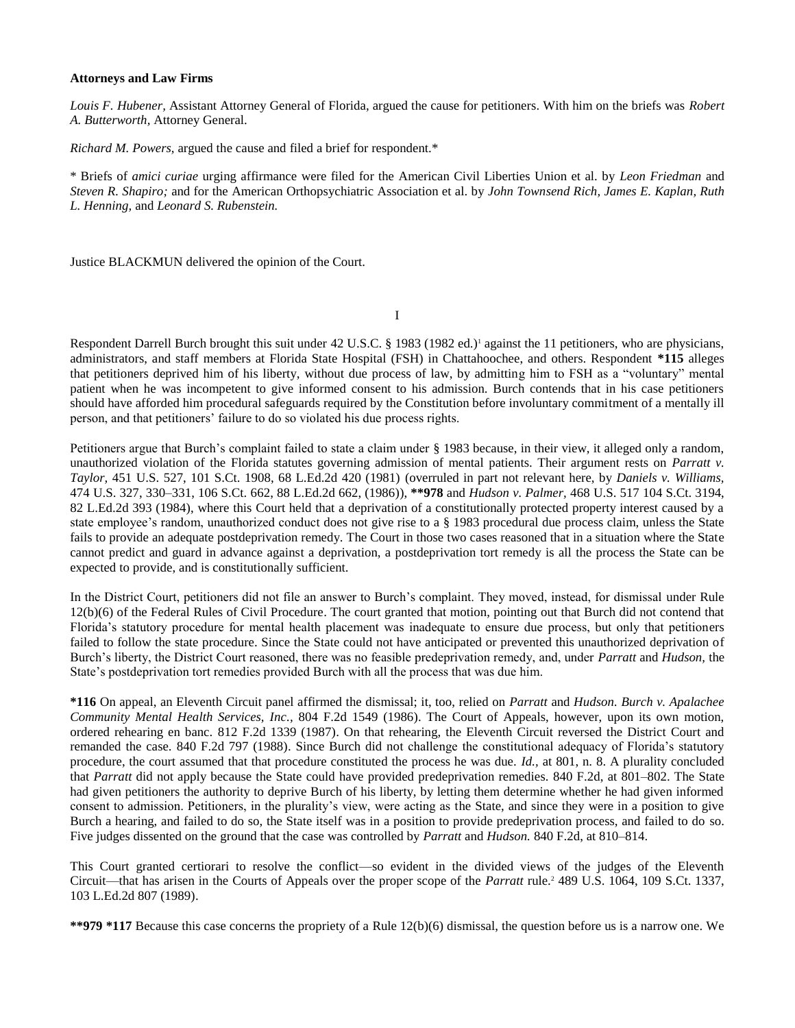**Attorneys and Law Firms**

*Louis F. Hubener,* Assistant Attorney General of Florida, argued the cause for petitioners. With him on the briefs was *Robert A. Butterworth,* Attorney General.

*Richard M. Powers,* argued the cause and filed a brief for respondent.*

\* Briefs of *amici curiae* urging affirmance were filed for the American Civil Liberties Union et al. by *Leon Friedman* and *Steven R. Shapiro;* and for the American Orthopsychiatric Association et al. by *John Townsend Rich, James E. Kaplan, Ruth L. Henning,* and *Leonard S. Rubenstein.*

Justice BLACKMUN delivered the opinion of the Court.

I

Respondent Darrell Burch brought this suit under 42 U.S.C. § 1983 (1982 ed.)[1] against the 11 petitioners, who are physicians, administrators, and staff members at Florida State Hospital (FSH) in Chattahoochee, and others. Respondent **\*115** alleges that petitioners deprived him of his liberty, without due process of law, by admitting him to FSH as a "voluntary" mental patient when he was incompetent to give informed consent to his admission. Burch contends that in his case petitioners should have afforded him procedural safeguards required by the Constitution before involuntary commitment of a mentally ill person, and that petitioners' failure to do so violated his due process rights.

Petitioners argue that Burch's complaint failed to state a claim under § 1983 because, in their view, it alleged only a random, unauthorized violation of the Florida statutes governing admission of mental patients. Their argument rests on *Parratt v. Taylor,* 451 U.S. 527, 101 S.Ct. 1908, 68 L.Ed.2d 420 (1981) (overruled in part not relevant here, by *Daniels v. Williams,* 474 U.S. 327, 330–331, 106 S.Ct. 662, 88 L.Ed.2d 662, (1986)), **\*\*978** and *Hudson v. Palmer,* 468 U.S. 517 104 S.Ct. 3194, 82 L.Ed.2d 393 (1984), where this Court held that a deprivation of a constitutionally protected property interest caused by a state employee's random, unauthorized conduct does not give rise to a § 1983 procedural due process claim, unless the State fails to provide an adequate postdeprivation remedy. The Court in those two cases reasoned that in a situation where the State cannot predict and guard in advance against a deprivation, a postdeprivation tort remedy is all the process the State can be expected to provide, and is constitutionally sufficient.

In the District Court, petitioners did not file an answer to Burch's complaint. They moved, instead, for dismissal under Rule 12(b)(6) of the Federal Rules of Civil Procedure. The court granted that motion, pointing out that Burch did not contend that Florida's statutory procedure for mental health placement was inadequate to ensure due process, but only that petitioners failed to follow the state procedure. Since the State could not have anticipated or prevented this unauthorized deprivation of Burch's liberty, the District Court reasoned, there was no feasible predeprivation remedy, and, under *Parratt* and *Hudson,* the State's postdeprivation tort remedies provided Burch with all the process that was due him.

**\*116** On appeal, an Eleventh Circuit panel affirmed the dismissal; it, too, relied on *Parratt* and *Hudson. Burch v. Apalachee Community Mental Health Services, Inc.,* 804 F.2d 1549 (1986). The Court of Appeals, however, upon its own motion, ordered rehearing en banc. 812 F.2d 1339 (1987). On that rehearing, the Eleventh Circuit reversed the District Court and remanded the case. 840 F.2d 797 (1988). Since Burch did not challenge the constitutional adequacy of Florida's statutory procedure, the court assumed that that procedure constituted the process he was due. *Id.,* at 801, n. 8. A plurality concluded that *Parratt* did not apply because the State could have provided predeprivation remedies. 840 F.2d, at 801–802. The State had given petitioners the authority to deprive Burch of his liberty, by letting them determine whether he had given informed consent to admission. Petitioners, in the plurality's view, were acting as the State, and since they were in a position to give Burch a hearing, and failed to do so, the State itself was in a position to provide predeprivation process, and failed to do so. Five judges dissented on the ground that the case was controlled by *Parratt* and *Hudson.* 840 F.2d, at 810–814.

This Court granted certiorari to resolve the conflict—so evident in the divided views of the judges of the Eleventh Circuit—that has arisen in the Courts of Appeals over the proper scope of the *Parratt* rule.[2] 489 U.S. 1064, 109 S.Ct. 1337, 103 L.Ed.2d 807 (1989).

**\*\*979 \*117** Because this case concerns the propriety of a Rule 12(b)(6) dismissal, the question before us is a narrow one. We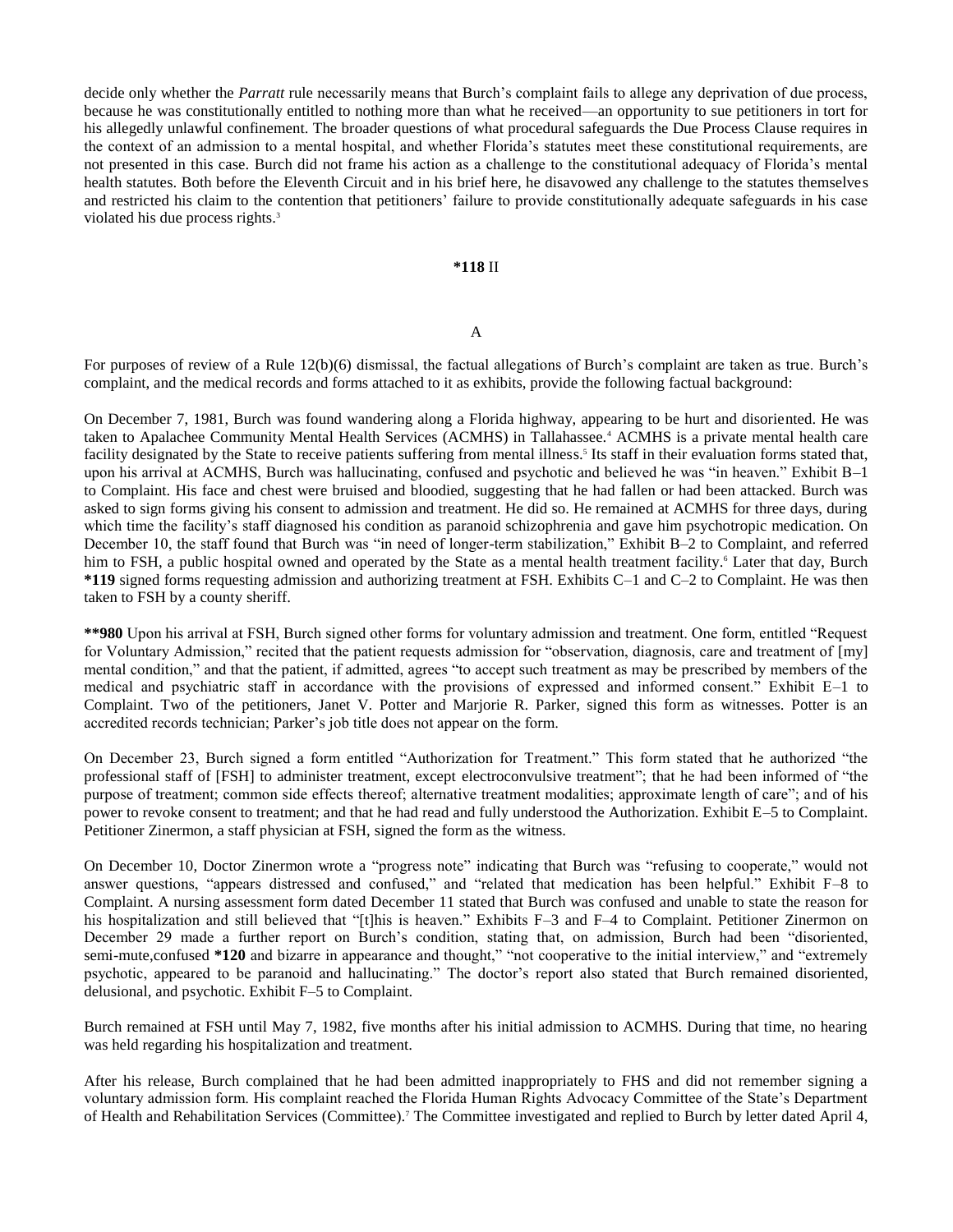decide only whether the *Parratt* rule necessarily means that Burch's complaint fails to allege any deprivation of due process, because he was constitutionally entitled to nothing more than what he received—an opportunity to sue petitioners in tort for his allegedly unlawful confinement. The broader questions of what procedural safeguards the Due Process Clause requires in the context of an admission to a mental hospital, and whether Florida's statutes meet these constitutional requirements, are not presented in this case. Burch did not frame his action as a challenge to the constitutional adequacy of Florida's mental health statutes. Both before the Eleventh Circuit and in his brief here, he disavowed any challenge to the statutes themselves and restricted his claim to the contention that petitioners' failure to provide constitutionally adequate safeguards in his case violated his due process rights.[3]

## **\*118** II

### A

For purposes of review of a Rule 12(b)(6) dismissal, the factual allegations of Burch's complaint are taken as true. Burch's complaint, and the medical records and forms attached to it as exhibits, provide the following factual background:

On December 7, 1981, Burch was found wandering along a Florida highway, appearing to be hurt and disoriented. He was taken to Apalachee Community Mental Health Services (ACMHS) in Tallahassee.[4] ACMHS is a private mental health care facility designated by the State to receive patients suffering from mental illness.[5] Its staff in their evaluation forms stated that, upon his arrival at ACMHS, Burch was hallucinating, confused and psychotic and believed he was "in heaven." Exhibit B–1 to Complaint. His face and chest were bruised and bloodied, suggesting that he had fallen or had been attacked. Burch was asked to sign forms giving his consent to admission and treatment. He did so. He remained at ACMHS for three days, during which time the facility's staff diagnosed his condition as paranoid schizophrenia and gave him psychotropic medication. On December 10, the staff found that Burch was "in need of longer-term stabilization," Exhibit B–2 to Complaint, and referred him to FSH, a public hospital owned and operated by the State as a mental health treatment facility.[6] Later that day, Burch **\*119** signed forms requesting admission and authorizing treatment at FSH. Exhibits C–1 and C–2 to Complaint. He was then taken to FSH by a county sheriff.

**\*\*980** Upon his arrival at FSH, Burch signed other forms for voluntary admission and treatment. One form, entitled "Request for Voluntary Admission," recited that the patient requests admission for "observation, diagnosis, care and treatment of [my] mental condition," and that the patient, if admitted, agrees "to accept such treatment as may be prescribed by members of the medical and psychiatric staff in accordance with the provisions of expressed and informed consent." Exhibit E–1 to Complaint. Two of the petitioners, Janet V. Potter and Marjorie R. Parker, signed this form as witnesses. Potter is an accredited records technician; Parker's job title does not appear on the form.

On December 23, Burch signed a form entitled "Authorization for Treatment." This form stated that he authorized "the professional staff of [FSH] to administer treatment, except electroconvulsive treatment"; that he had been informed of "the purpose of treatment; common side effects thereof; alternative treatment modalities; approximate length of care"; and of his power to revoke consent to treatment; and that he had read and fully understood the Authorization. Exhibit E–5 to Complaint. Petitioner Zinermon, a staff physician at FSH, signed the form as the witness.

On December 10, Doctor Zinermon wrote a "progress note" indicating that Burch was "refusing to cooperate," would not answer questions, "appears distressed and confused," and "related that medication has been helpful." Exhibit F–8 to Complaint. A nursing assessment form dated December 11 stated that Burch was confused and unable to state the reason for his hospitalization and still believed that "[t]his is heaven." Exhibits F–3 and F–4 to Complaint. Petitioner Zinermon on December 29 made a further report on Burch's condition, stating that, on admission, Burch had been "disoriented, semi-mute,confused **\*120** and bizarre in appearance and thought," "not cooperative to the initial interview," and "extremely psychotic, appeared to be paranoid and hallucinating." The doctor's report also stated that Burch remained disoriented, delusional, and psychotic. Exhibit F–5 to Complaint.

Burch remained at FSH until May 7, 1982, five months after his initial admission to ACMHS. During that time, no hearing was held regarding his hospitalization and treatment.

After his release, Burch complained that he had been admitted inappropriately to FHS and did not remember signing a voluntary admission form. His complaint reached the Florida Human Rights Advocacy Committee of the State's Department of Health and Rehabilitation Services (Committee).[7] The Committee investigated and replied to Burch by letter dated April 4,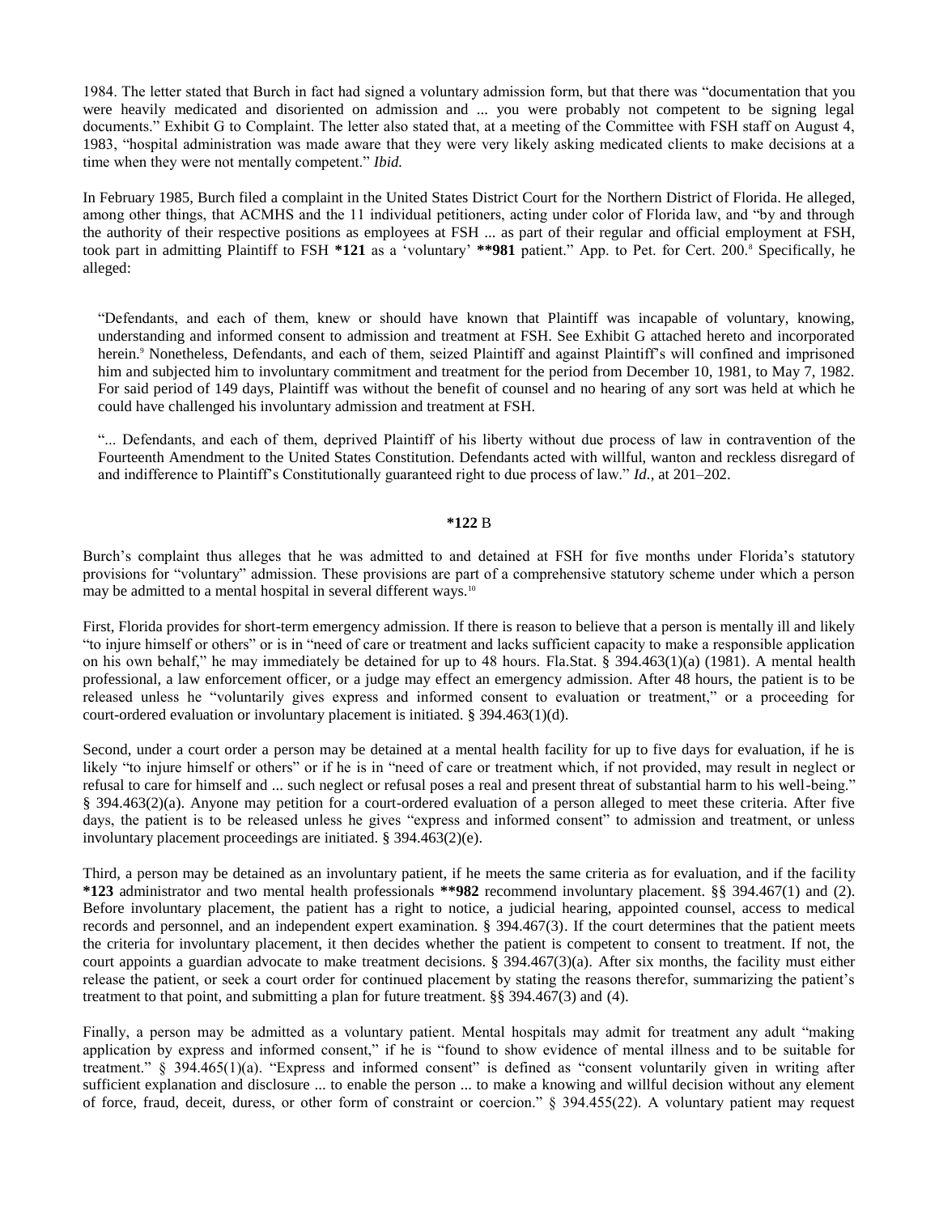1984. The letter stated that Burch in fact had signed a voluntary admission form, but that there was "documentation that you were heavily medicated and disoriented on admission and ... you were probably not competent to be signing legal documents." Exhibit G to Complaint. The letter also stated that, at a meeting of the Committee with FSH staff on August 4, 1983, "hospital administration was made aware that they were very likely asking medicated clients to make decisions at a time when they were not mentally competent." *Ibid.*

In February 1985, Burch filed a complaint in the United States District Court for the Northern District of Florida. He alleged, among other things, that ACMHS and the 11 individual petitioners, acting under color of Florida law, and "by and through the authority of their respective positions as employees at FSH ... as part of their regular and official employment at FSH, took part in admitting Plaintiff to FSH **\*121** as a 'voluntary' **\*\*981** patient." App. to Pet. for Cert. 200.[8] Specifically, he alleged:

> "Defendants, and each of them, knew or should have known that Plaintiff was incapable of voluntary, knowing, understanding and informed consent to admission and treatment at FSH. See Exhibit G attached hereto and incorporated herein.[9] Nonetheless, Defendants, and each of them, seized Plaintiff and against Plaintiff's will confined and imprisoned him and subjected him to involuntary commitment and treatment for the period from December 10, 1981, to May 7, 1982. For said period of 149 days, Plaintiff was without the benefit of counsel and no hearing of any sort was held at which he could have challenged his involuntary admission and treatment at FSH.
>
> "... Defendants, and each of them, deprived Plaintiff of his liberty without due process of law in contravention of the Fourteenth Amendment to the United States Constitution. Defendants acted with willful, wanton and reckless disregard of and indifference to Plaintiff's Constitutionally guaranteed right to due process of law." *Id.,* at 201–202.

### **\*122** B

Burch's complaint thus alleges that he was admitted to and detained at FSH for five months under Florida's statutory provisions for "voluntary" admission. These provisions are part of a comprehensive statutory scheme under which a person may be admitted to a mental hospital in several different ways.[10]

First, Florida provides for short-term emergency admission. If there is reason to believe that a person is mentally ill and likely "to injure himself or others" or is in "need of care or treatment and lacks sufficient capacity to make a responsible application on his own behalf," he may immediately be detained for up to 48 hours. Fla.Stat. § 394.463(1)(a) (1981). A mental health professional, a law enforcement officer, or a judge may effect an emergency admission. After 48 hours, the patient is to be released unless he "voluntarily gives express and informed consent to evaluation or treatment," or a proceeding for court-ordered evaluation or involuntary placement is initiated. § 394.463(1)(d).

Second, under a court order a person may be detained at a mental health facility for up to five days for evaluation, if he is likely "to injure himself or others" or if he is in "need of care or treatment which, if not provided, may result in neglect or refusal to care for himself and ... such neglect or refusal poses a real and present threat of substantial harm to his well-being." § 394.463(2)(a). Anyone may petition for a court-ordered evaluation of a person alleged to meet these criteria. After five days, the patient is to be released unless he gives "express and informed consent" to admission and treatment, or unless involuntary placement proceedings are initiated. § 394.463(2)(e).

Third, a person may be detained as an involuntary patient, if he meets the same criteria as for evaluation, and if the facility **\*123** administrator and two mental health professionals **\*\*982** recommend involuntary placement. §§ 394.467(1) and (2). Before involuntary placement, the patient has a right to notice, a judicial hearing, appointed counsel, access to medical records and personnel, and an independent expert examination. § 394.467(3). If the court determines that the patient meets the criteria for involuntary placement, it then decides whether the patient is competent to consent to treatment. If not, the court appoints a guardian advocate to make treatment decisions. § 394.467(3)(a). After six months, the facility must either release the patient, or seek a court order for continued placement by stating the reasons therefor, summarizing the patient's treatment to that point, and submitting a plan for future treatment. §§ 394.467(3) and (4).

Finally, a person may be admitted as a voluntary patient. Mental hospitals may admit for treatment any adult "making application by express and informed consent," if he is "found to show evidence of mental illness and to be suitable for treatment." § 394.465(1)(a). "Express and informed consent" is defined as "consent voluntarily given in writing after sufficient explanation and disclosure ... to enable the person ... to make a knowing and willful decision without any element of force, fraud, deceit, duress, or other form of constraint or coercion." § 394.455(22). A voluntary patient may request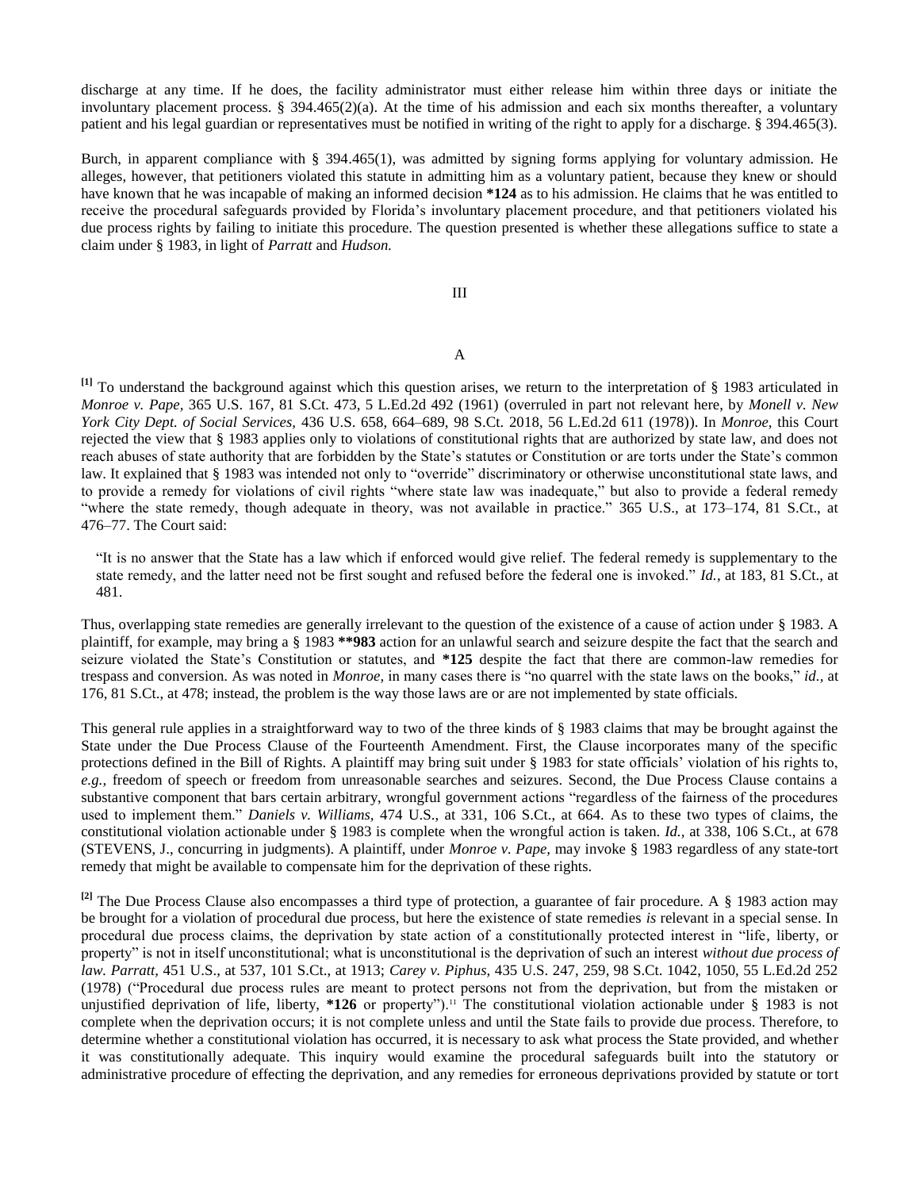discharge at any time. If he does, the facility administrator must either release him within three days or initiate the involuntary placement process. § 394.465(2)(a). At the time of his admission and each six months thereafter, a voluntary patient and his legal guardian or representatives must be notified in writing of the right to apply for a discharge. § 394.465(3).

Burch, in apparent compliance with § 394.465(1), was admitted by signing forms applying for voluntary admission. He alleges, however, that petitioners violated this statute in admitting him as a voluntary patient, because they knew or should have known that he was incapable of making an informed decision **\*124** as to his admission. He claims that he was entitled to receive the procedural safeguards provided by Florida's involuntary placement procedure, and that petitioners violated his due process rights by failing to initiate this procedure. The question presented is whether these allegations suffice to state a claim under § 1983, in light of *Parratt* and *Hudson.*

## III

### A

[1] To understand the background against which this question arises, we return to the interpretation of § 1983 articulated in *Monroe v. Pape,* 365 U.S. 167, 81 S.Ct. 473, 5 L.Ed.2d 492 (1961) (overruled in part not relevant here, by *Monell v. New York City Dept. of Social Services,* 436 U.S. 658, 664–689, 98 S.Ct. 2018, 56 L.Ed.2d 611 (1978)). In *Monroe,* this Court rejected the view that § 1983 applies only to violations of constitutional rights that are authorized by state law, and does not reach abuses of state authority that are forbidden by the State's statutes or Constitution or are torts under the State's common law. It explained that § 1983 was intended not only to "override" discriminatory or otherwise unconstitutional state laws, and to provide a remedy for violations of civil rights "where state law was inadequate," but also to provide a federal remedy "where the state remedy, though adequate in theory, was not available in practice." 365 U.S., at 173–174, 81 S.Ct., at 476–77. The Court said:

> "It is no answer that the State has a law which if enforced would give relief. The federal remedy is supplementary to the state remedy, and the latter need not be first sought and refused before the federal one is invoked." *Id.,* at 183, 81 S.Ct., at 481.

Thus, overlapping state remedies are generally irrelevant to the question of the existence of a cause of action under § 1983. A plaintiff, for example, may bring a § 1983 **\*\*983** action for an unlawful search and seizure despite the fact that the search and seizure violated the State's Constitution or statutes, and **\*125** despite the fact that there are common-law remedies for trespass and conversion. As was noted in *Monroe,* in many cases there is "no quarrel with the state laws on the books," *id.,* at 176, 81 S.Ct., at 478; instead, the problem is the way those laws are or are not implemented by state officials.

This general rule applies in a straightforward way to two of the three kinds of § 1983 claims that may be brought against the State under the Due Process Clause of the Fourteenth Amendment. First, the Clause incorporates many of the specific protections defined in the Bill of Rights. A plaintiff may bring suit under § 1983 for state officials' violation of his rights to, *e.g.,* freedom of speech or freedom from unreasonable searches and seizures. Second, the Due Process Clause contains a substantive component that bars certain arbitrary, wrongful government actions "regardless of the fairness of the procedures used to implement them." *Daniels v. Williams,* 474 U.S., at 331, 106 S.Ct., at 664. As to these two types of claims, the constitutional violation actionable under § 1983 is complete when the wrongful action is taken. *Id.,* at 338, 106 S.Ct., at 678 (STEVENS, J., concurring in judgments). A plaintiff, under *Monroe v. Pape,* may invoke § 1983 regardless of any state-tort remedy that might be available to compensate him for the deprivation of these rights.

[2] The Due Process Clause also encompasses a third type of protection, a guarantee of fair procedure. A § 1983 action may be brought for a violation of procedural due process, but here the existence of state remedies *is* relevant in a special sense. In procedural due process claims, the deprivation by state action of a constitutionally protected interest in "life, liberty, or property" is not in itself unconstitutional; what is unconstitutional is the deprivation of such an interest *without due process of law. Parratt,* 451 U.S., at 537, 101 S.Ct., at 1913; *Carey v. Piphus,* 435 U.S. 247, 259, 98 S.Ct. 1042, 1050, 55 L.Ed.2d 252 (1978) ("Procedural due process rules are meant to protect persons not from the deprivation, but from the mistaken or unjustified deprivation of life, liberty, **\*126** or property").[11] The constitutional violation actionable under § 1983 is not complete when the deprivation occurs; it is not complete unless and until the State fails to provide due process. Therefore, to determine whether a constitutional violation has occurred, it is necessary to ask what process the State provided, and whether it was constitutionally adequate. This inquiry would examine the procedural safeguards built into the statutory or administrative procedure of effecting the deprivation, and any remedies for erroneous deprivations provided by statute or tort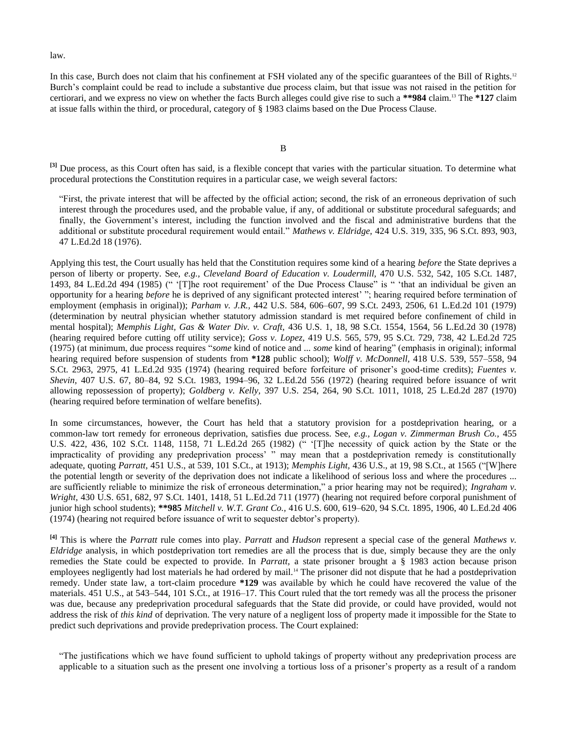law.

In this case, Burch does not claim that his confinement at FSH violated any of the specific guarantees of the Bill of Rights.[12] Burch's complaint could be read to include a substantive due process claim, but that issue was not raised in the petition for certiorari, and we express no view on whether the facts Burch alleges could give rise to such a **984 claim.[13] The *127 claim at issue falls within the third, or procedural, category of § 1983 claims based on the Due Process Clause.

B

[3] Due process, as this Court often has said, is a flexible concept that varies with the particular situation. To determine what procedural protections the Constitution requires in a particular case, we weigh several factors:

> "First, the private interest that will be affected by the official action; second, the risk of an erroneous deprivation of such interest through the procedures used, and the probable value, if any, of additional or substitute procedural safeguards; and finally, the Government's interest, including the function involved and the fiscal and administrative burdens that the additional or substitute procedural requirement would entail." *Mathews v. Eldridge,* 424 U.S. 319, 335, 96 S.Ct. 893, 903, 47 L.Ed.2d 18 (1976).

Applying this test, the Court usually has held that the Constitution requires some kind of a hearing *before* the State deprives a person of liberty or property. See, *e.g., Cleveland Board of Education v. Loudermill,* 470 U.S. 532, 542, 105 S.Ct. 1487, 1493, 84 L.Ed.2d 494 (1985) (" '[T]he root requirement' of the Due Process Clause" is " 'that an individual be given an opportunity for a hearing *before* he is deprived of any significant protected interest' "; hearing required before termination of employment (emphasis in original)); *Parham v. J.R.,* 442 U.S. 584, 606–607, 99 S.Ct. 2493, 2506, 61 L.Ed.2d 101 (1979) (determination by neutral physician whether statutory admission standard is met required before confinement of child in mental hospital); *Memphis Light, Gas & Water Div. v. Craft,* 436 U.S. 1, 18, 98 S.Ct. 1554, 1564, 56 L.Ed.2d 30 (1978) (hearing required before cutting off utility service); *Goss v. Lopez,* 419 U.S. 565, 579, 95 S.Ct. 729, 738, 42 L.Ed.2d 725 (1975) (at minimum, due process requires "*some* kind of notice and ... *some* kind of hearing" (emphasis in original); informal hearing required before suspension of students from *128 public school); *Wolff v. McDonnell,* 418 U.S. 539, 557–558, 94 S.Ct. 2963, 2975, 41 L.Ed.2d 935 (1974) (hearing required before forfeiture of prisoner's good-time credits); *Fuentes v. Shevin,* 407 U.S. 67, 80–84, 92 S.Ct. 1983, 1994–96, 32 L.Ed.2d 556 (1972) (hearing required before issuance of writ allowing repossession of property); *Goldberg v. Kelly,* 397 U.S. 254, 264, 90 S.Ct. 1011, 1018, 25 L.Ed.2d 287 (1970) (hearing required before termination of welfare benefits).

In some circumstances, however, the Court has held that a statutory provision for a postdeprivation hearing, or a common-law tort remedy for erroneous deprivation, satisfies due process. See, *e.g., Logan v. Zimmerman Brush Co.,* 455 U.S. 422, 436, 102 S.Ct. 1148, 1158, 71 L.Ed.2d 265 (1982) (" '[T]he necessity of quick action by the State or the impracticality of providing any predeprivation process' " may mean that a postdeprivation remedy is constitutionally adequate, quoting *Parratt,* 451 U.S., at 539, 101 S.Ct., at 1913); *Memphis Light,* 436 U.S., at 19, 98 S.Ct., at 1565 ("[W]here the potential length or severity of the deprivation does not indicate a likelihood of serious loss and where the procedures ... are sufficiently reliable to minimize the risk of erroneous determination," a prior hearing may not be required); *Ingraham v. Wright,* 430 U.S. 651, 682, 97 S.Ct. 1401, 1418, 51 L.Ed.2d 711 (1977) (hearing not required before corporal punishment of junior high school students); **985 *Mitchell v. W.T. Grant Co.,* 416 U.S. 600, 619–620, 94 S.Ct. 1895, 1906, 40 L.Ed.2d 406 (1974) (hearing not required before issuance of writ to sequester debtor's property).

[4] This is where the *Parratt* rule comes into play. *Parratt* and *Hudson* represent a special case of the general *Mathews v. Eldridge* analysis, in which postdeprivation tort remedies are all the process that is due, simply because they are the only remedies the State could be expected to provide. In *Parratt,* a state prisoner brought a § 1983 action because prison employees negligently had lost materials he had ordered by mail.[14] The prisoner did not dispute that he had a postdeprivation remedy. Under state law, a tort-claim procedure *129 was available by which he could have recovered the value of the materials. 451 U.S., at 543–544, 101 S.Ct., at 1916–17. This Court ruled that the tort remedy was all the process the prisoner was due, because any predeprivation procedural safeguards that the State did provide, or could have provided, would not address the risk of *this kind* of deprivation. The very nature of a negligent loss of property made it impossible for the State to predict such deprivations and provide predeprivation process. The Court explained:

> "The justifications which we have found sufficient to uphold takings of property without any predeprivation process are applicable to a situation such as the present one involving a tortious loss of a prisoner's property as a result of a random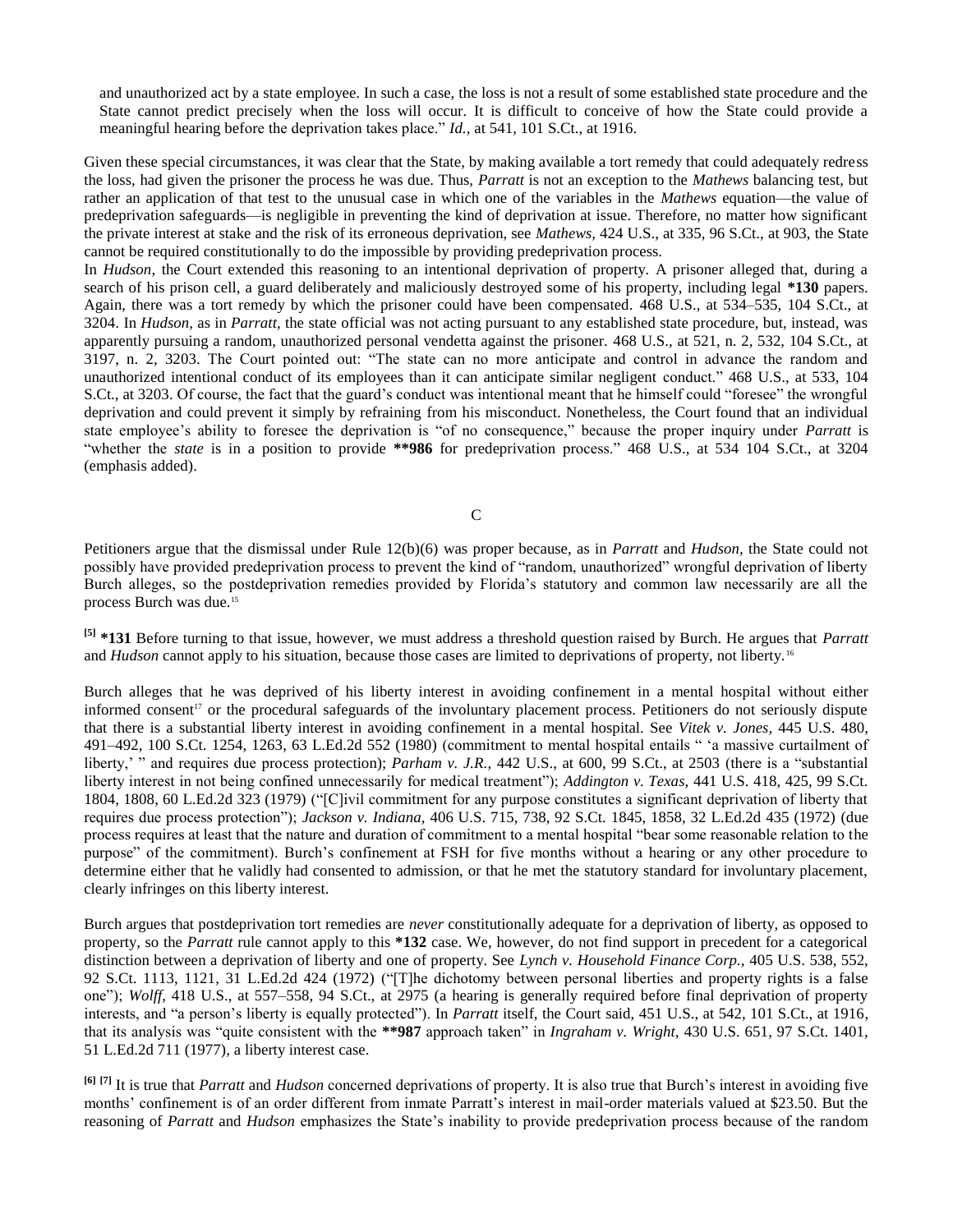and unauthorized act by a state employee. In such a case, the loss is not a result of some established state procedure and the State cannot predict precisely when the loss will occur. It is difficult to conceive of how the State could provide a meaningful hearing before the deprivation takes place." *Id.,* at 541, 101 S.Ct., at 1916.

Given these special circumstances, it was clear that the State, by making available a tort remedy that could adequately redress the loss, had given the prisoner the process he was due. Thus, *Parratt* is not an exception to the *Mathews* balancing test, but rather an application of that test to the unusual case in which one of the variables in the *Mathews* equation—the value of predeprivation safeguards—is negligible in preventing the kind of deprivation at issue. Therefore, no matter how significant the private interest at stake and the risk of its erroneous deprivation, see *Mathews,* 424 U.S., at 335, 96 S.Ct., at 903, the State cannot be required constitutionally to do the impossible by providing predeprivation process.

In *Hudson,* the Court extended this reasoning to an intentional deprivation of property. A prisoner alleged that, during a search of his prison cell, a guard deliberately and maliciously destroyed some of his property, including legal **\*130** papers. Again, there was a tort remedy by which the prisoner could have been compensated. 468 U.S., at 534–535, 104 S.Ct., at 3204. In *Hudson,* as in *Parratt,* the state official was not acting pursuant to any established state procedure, but, instead, was apparently pursuing a random, unauthorized personal vendetta against the prisoner. 468 U.S., at 521, n. 2, 532, 104 S.Ct., at 3197, n. 2, 3203. The Court pointed out: "The state can no more anticipate and control in advance the random and unauthorized intentional conduct of its employees than it can anticipate similar negligent conduct." 468 U.S., at 533, 104 S.Ct., at 3203. Of course, the fact that the guard's conduct was intentional meant that he himself could "foresee" the wrongful deprivation and could prevent it simply by refraining from his misconduct. Nonetheless, the Court found that an individual state employee's ability to foresee the deprivation is "of no consequence," because the proper inquiry under *Parratt* is "whether the *state* is in a position to provide **\*\*986** for predeprivation process." 468 U.S., at 534 104 S.Ct., at 3204 (emphasis added).

C

Petitioners argue that the dismissal under Rule 12(b)(6) was proper because, as in *Parratt* and *Hudson,* the State could not possibly have provided predeprivation process to prevent the kind of "random, unauthorized" wrongful deprivation of liberty Burch alleges, so the postdeprivation remedies provided by Florida's statutory and common law necessarily are all the process Burch was due.[15]

**[5]** **\*131** Before turning to that issue, however, we must address a threshold question raised by Burch. He argues that *Parratt* and *Hudson* cannot apply to his situation, because those cases are limited to deprivations of property, not liberty.[16]

Burch alleges that he was deprived of his liberty interest in avoiding confinement in a mental hospital without either informed consent[17] or the procedural safeguards of the involuntary placement process. Petitioners do not seriously dispute that there is a substantial liberty interest in avoiding confinement in a mental hospital. See *Vitek v. Jones,* 445 U.S. 480, 491–492, 100 S.Ct. 1254, 1263, 63 L.Ed.2d 552 (1980) (commitment to mental hospital entails " 'a massive curtailment of liberty,' " and requires due process protection); *Parham v. J.R.,* 442 U.S., at 600, 99 S.Ct., at 2503 (there is a "substantial liberty interest in not being confined unnecessarily for medical treatment"); *Addington v. Texas,* 441 U.S. 418, 425, 99 S.Ct. 1804, 1808, 60 L.Ed.2d 323 (1979) ("[C]ivil commitment for any purpose constitutes a significant deprivation of liberty that requires due process protection"); *Jackson v. Indiana,* 406 U.S. 715, 738, 92 S.Ct. 1845, 1858, 32 L.Ed.2d 435 (1972) (due process requires at least that the nature and duration of commitment to a mental hospital "bear some reasonable relation to the purpose" of the commitment). Burch's confinement at FSH for five months without a hearing or any other procedure to determine either that he validly had consented to admission, or that he met the statutory standard for involuntary placement, clearly infringes on this liberty interest.

Burch argues that postdeprivation tort remedies are *never* constitutionally adequate for a deprivation of liberty, as opposed to property, so the *Parratt* rule cannot apply to this **\*132** case. We, however, do not find support in precedent for a categorical distinction between a deprivation of liberty and one of property. See *Lynch v. Household Finance Corp.,* 405 U.S. 538, 552, 92 S.Ct. 1113, 1121, 31 L.Ed.2d 424 (1972) ("[T]he dichotomy between personal liberties and property rights is a false one"); *Wolff,* 418 U.S., at 557–558, 94 S.Ct., at 2975 (a hearing is generally required before final deprivation of property interests, and "a person's liberty is equally protected"). In *Parratt* itself, the Court said, 451 U.S., at 542, 101 S.Ct., at 1916, that its analysis was "quite consistent with the **\*\*987** approach taken" in *Ingraham v. Wright,* 430 U.S. 651, 97 S.Ct. 1401, 51 L.Ed.2d 711 (1977), a liberty interest case.

**[6] [7]** It is true that *Parratt* and *Hudson* concerned deprivations of property. It is also true that Burch's interest in avoiding five months' confinement is of an order different from inmate Parratt's interest in mail-order materials valued at $23.50. But the reasoning of *Parratt* and *Hudson* emphasizes the State's inability to provide predeprivation process because of the random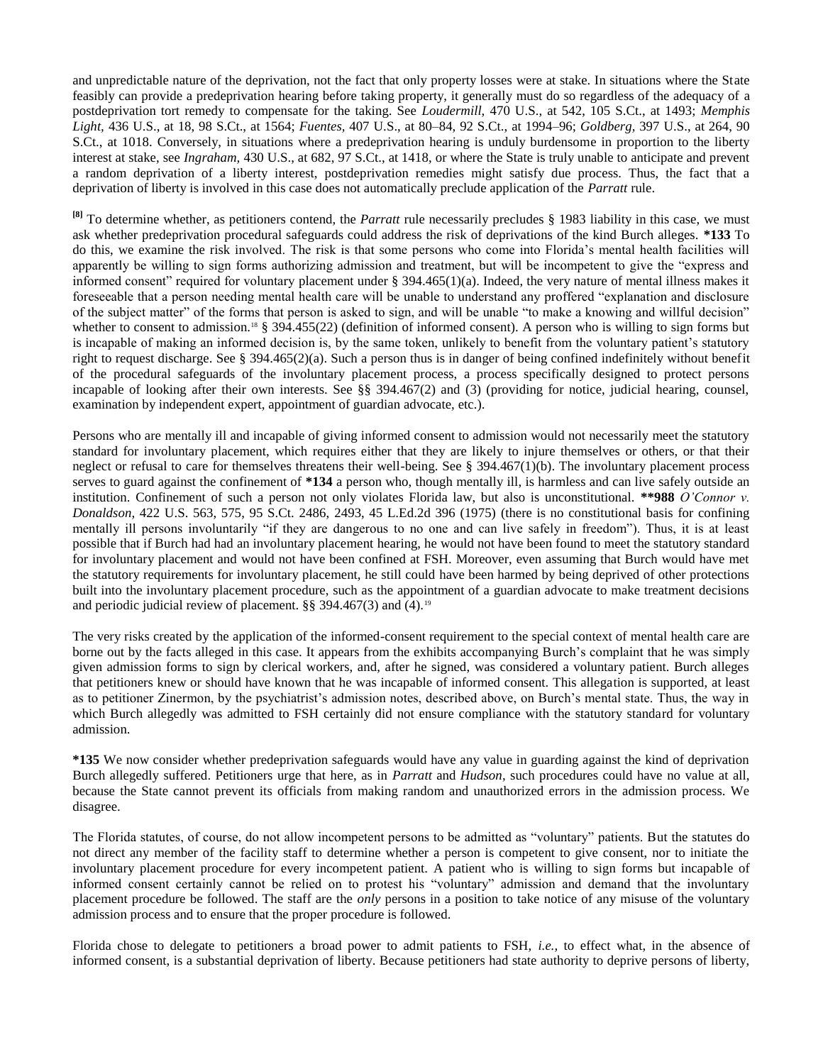and unpredictable nature of the deprivation, not the fact that only property losses were at stake. In situations where the State feasibly can provide a predeprivation hearing before taking property, it generally must do so regardless of the adequacy of a postdeprivation tort remedy to compensate for the taking. See *Loudermill,* 470 U.S., at 542, 105 S.Ct., at 1493; *Memphis Light,* 436 U.S., at 18, 98 S.Ct., at 1564; *Fuentes,* 407 U.S., at 80–84, 92 S.Ct., at 1994–96; *Goldberg,* 397 U.S., at 264, 90 S.Ct., at 1018. Conversely, in situations where a predeprivation hearing is unduly burdensome in proportion to the liberty interest at stake, see *Ingraham,* 430 U.S., at 682, 97 S.Ct., at 1418, or where the State is truly unable to anticipate and prevent a random deprivation of a liberty interest, postdeprivation remedies might satisfy due process. Thus, the fact that a deprivation of liberty is involved in this case does not automatically preclude application of the *Parratt* rule.

**[8]** To determine whether, as petitioners contend, the *Parratt* rule necessarily precludes § 1983 liability in this case, we must ask whether predeprivation procedural safeguards could address the risk of deprivations of the kind Burch alleges. **\*133** To do this, we examine the risk involved. The risk is that some persons who come into Florida's mental health facilities will apparently be willing to sign forms authorizing admission and treatment, but will be incompetent to give the "express and informed consent" required for voluntary placement under § 394.465(1)(a). Indeed, the very nature of mental illness makes it foreseeable that a person needing mental health care will be unable to understand any proffered "explanation and disclosure of the subject matter" of the forms that person is asked to sign, and will be unable "to make a knowing and willful decision" whether to consent to admission.[18] § 394.455(22) (definition of informed consent). A person who is willing to sign forms but is incapable of making an informed decision is, by the same token, unlikely to benefit from the voluntary patient's statutory right to request discharge. See § 394.465(2)(a). Such a person thus is in danger of being confined indefinitely without benefit of the procedural safeguards of the involuntary placement process, a process specifically designed to protect persons incapable of looking after their own interests. See §§ 394.467(2) and (3) (providing for notice, judicial hearing, counsel, examination by independent expert, appointment of guardian advocate, etc.).

Persons who are mentally ill and incapable of giving informed consent to admission would not necessarily meet the statutory standard for involuntary placement, which requires either that they are likely to injure themselves or others, or that their neglect or refusal to care for themselves threatens their well-being. See § 394.467(1)(b). The involuntary placement process serves to guard against the confinement of **\*134** a person who, though mentally ill, is harmless and can live safely outside an institution. Confinement of such a person not only violates Florida law, but also is unconstitutional. **\*\*988** *O'Connor v. Donaldson,* 422 U.S. 563, 575, 95 S.Ct. 2486, 2493, 45 L.Ed.2d 396 (1975) (there is no constitutional basis for confining mentally ill persons involuntarily "if they are dangerous to no one and can live safely in freedom"). Thus, it is at least possible that if Burch had had an involuntary placement hearing, he would not have been found to meet the statutory standard for involuntary placement and would not have been confined at FSH. Moreover, even assuming that Burch would have met the statutory requirements for involuntary placement, he still could have been harmed by being deprived of other protections built into the involuntary placement procedure, such as the appointment of a guardian advocate to make treatment decisions and periodic judicial review of placement. §§ 394.467(3) and (4).[19]

The very risks created by the application of the informed-consent requirement to the special context of mental health care are borne out by the facts alleged in this case. It appears from the exhibits accompanying Burch's complaint that he was simply given admission forms to sign by clerical workers, and, after he signed, was considered a voluntary patient. Burch alleges that petitioners knew or should have known that he was incapable of informed consent. This allegation is supported, at least as to petitioner Zinermon, by the psychiatrist's admission notes, described above, on Burch's mental state. Thus, the way in which Burch allegedly was admitted to FSH certainly did not ensure compliance with the statutory standard for voluntary admission.

**\*135** We now consider whether predeprivation safeguards would have any value in guarding against the kind of deprivation Burch allegedly suffered. Petitioners urge that here, as in *Parratt* and *Hudson,* such procedures could have no value at all, because the State cannot prevent its officials from making random and unauthorized errors in the admission process. We disagree.

The Florida statutes, of course, do not allow incompetent persons to be admitted as "voluntary" patients. But the statutes do not direct any member of the facility staff to determine whether a person is competent to give consent, nor to initiate the involuntary placement procedure for every incompetent patient. A patient who is willing to sign forms but incapable of informed consent certainly cannot be relied on to protest his "voluntary" admission and demand that the involuntary placement procedure be followed. The staff are the *only* persons in a position to take notice of any misuse of the voluntary admission process and to ensure that the proper procedure is followed.

Florida chose to delegate to petitioners a broad power to admit patients to FSH, *i.e.,* to effect what, in the absence of informed consent, is a substantial deprivation of liberty. Because petitioners had state authority to deprive persons of liberty,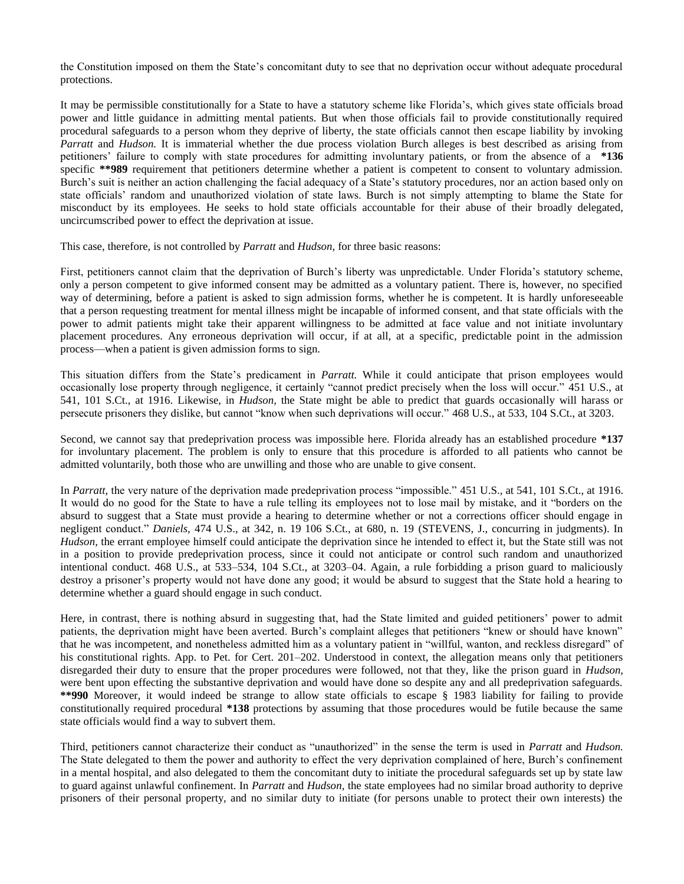the Constitution imposed on them the State's concomitant duty to see that no deprivation occur without adequate procedural protections.

It may be permissible constitutionally for a State to have a statutory scheme like Florida's, which gives state officials broad power and little guidance in admitting mental patients. But when those officials fail to provide constitutionally required procedural safeguards to a person whom they deprive of liberty, the state officials cannot then escape liability by invoking *Parratt* and *Hudson.* It is immaterial whether the due process violation Burch alleges is best described as arising from petitioners' failure to comply with state procedures for admitting involuntary patients, or from the absence of a **\*136** specific **\*\*989** requirement that petitioners determine whether a patient is competent to consent to voluntary admission. Burch's suit is neither an action challenging the facial adequacy of a State's statutory procedures, nor an action based only on state officials' random and unauthorized violation of state laws. Burch is not simply attempting to blame the State for misconduct by its employees. He seeks to hold state officials accountable for their abuse of their broadly delegated, uncircumscribed power to effect the deprivation at issue.

This case, therefore, is not controlled by *Parratt* and *Hudson,* for three basic reasons:

First, petitioners cannot claim that the deprivation of Burch's liberty was unpredictable. Under Florida's statutory scheme, only a person competent to give informed consent may be admitted as a voluntary patient. There is, however, no specified way of determining, before a patient is asked to sign admission forms, whether he is competent. It is hardly unforeseeable that a person requesting treatment for mental illness might be incapable of informed consent, and that state officials with the power to admit patients might take their apparent willingness to be admitted at face value and not initiate involuntary placement procedures. Any erroneous deprivation will occur, if at all, at a specific, predictable point in the admission process—when a patient is given admission forms to sign.

This situation differs from the State's predicament in *Parratt.* While it could anticipate that prison employees would occasionally lose property through negligence, it certainly "cannot predict precisely when the loss will occur." 451 U.S., at 541, 101 S.Ct., at 1916. Likewise, in *Hudson,* the State might be able to predict that guards occasionally will harass or persecute prisoners they dislike, but cannot "know when such deprivations will occur." 468 U.S., at 533, 104 S.Ct., at 3203.

Second, we cannot say that predeprivation process was impossible here. Florida already has an established procedure **\*137** for involuntary placement. The problem is only to ensure that this procedure is afforded to all patients who cannot be admitted voluntarily, both those who are unwilling and those who are unable to give consent.

In *Parratt,* the very nature of the deprivation made predeprivation process "impossible." 451 U.S., at 541, 101 S.Ct., at 1916. It would do no good for the State to have a rule telling its employees not to lose mail by mistake, and it "borders on the absurd to suggest that a State must provide a hearing to determine whether or not a corrections officer should engage in negligent conduct." *Daniels,* 474 U.S., at 342, n. 19 106 S.Ct., at 680, n. 19 (STEVENS, J., concurring in judgments). In *Hudson,* the errant employee himself could anticipate the deprivation since he intended to effect it, but the State still was not in a position to provide predeprivation process, since it could not anticipate or control such random and unauthorized intentional conduct. 468 U.S., at 533–534, 104 S.Ct., at 3203–04. Again, a rule forbidding a prison guard to maliciously destroy a prisoner's property would not have done any good; it would be absurd to suggest that the State hold a hearing to determine whether a guard should engage in such conduct.

Here, in contrast, there is nothing absurd in suggesting that, had the State limited and guided petitioners' power to admit patients, the deprivation might have been averted. Burch's complaint alleges that petitioners "knew or should have known" that he was incompetent, and nonetheless admitted him as a voluntary patient in "willful, wanton, and reckless disregard" of his constitutional rights. App. to Pet. for Cert. 201–202. Understood in context, the allegation means only that petitioners disregarded their duty to ensure that the proper procedures were followed, not that they, like the prison guard in *Hudson,* were bent upon effecting the substantive deprivation and would have done so despite any and all predeprivation safeguards. **\*\*990** Moreover, it would indeed be strange to allow state officials to escape § 1983 liability for failing to provide constitutionally required procedural **\*138** protections by assuming that those procedures would be futile because the same state officials would find a way to subvert them.

Third, petitioners cannot characterize their conduct as "unauthorized" in the sense the term is used in *Parratt* and *Hudson.* The State delegated to them the power and authority to effect the very deprivation complained of here, Burch's confinement in a mental hospital, and also delegated to them the concomitant duty to initiate the procedural safeguards set up by state law to guard against unlawful confinement. In *Parratt* and *Hudson,* the state employees had no similar broad authority to deprive prisoners of their personal property, and no similar duty to initiate (for persons unable to protect their own interests) the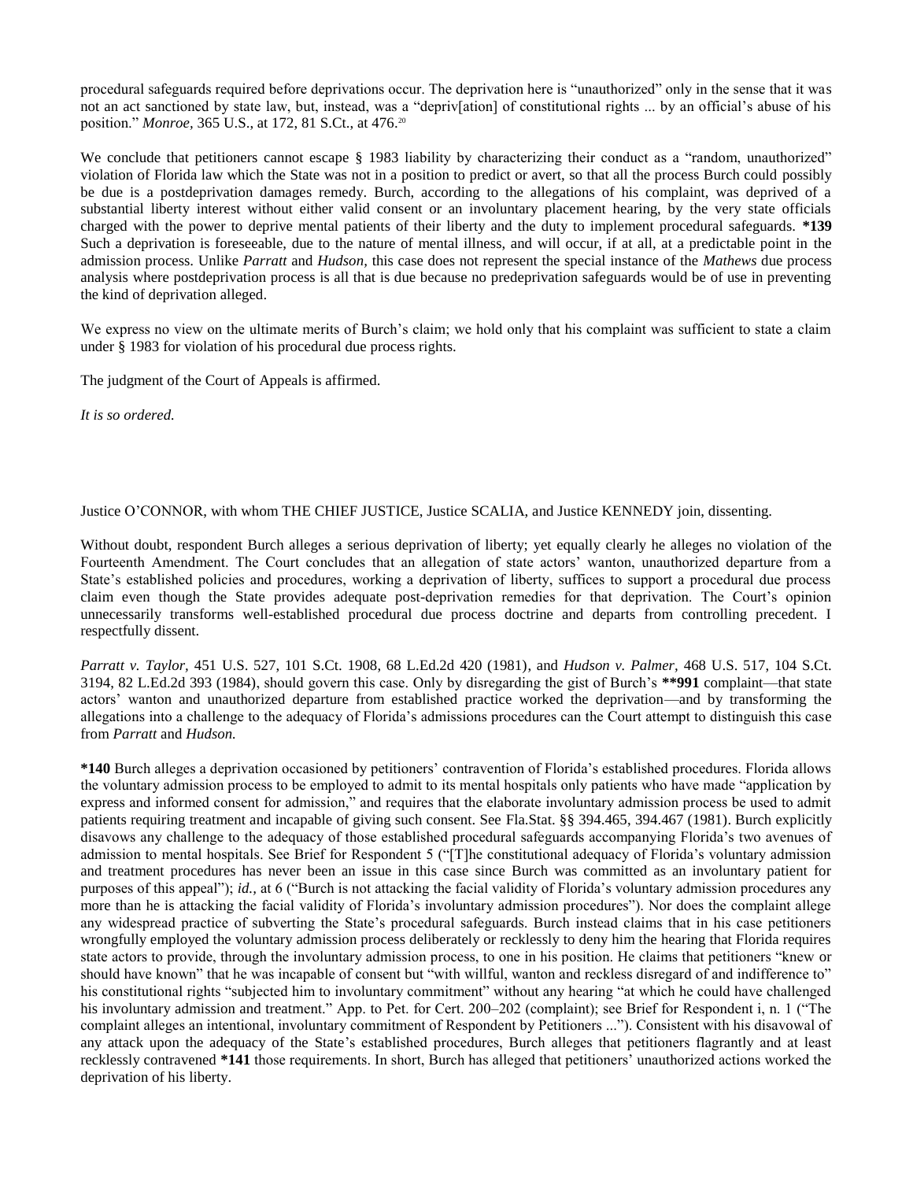procedural safeguards required before deprivations occur. The deprivation here is "unauthorized" only in the sense that it was not an act sanctioned by state law, but, instead, was a "depriv[ation] of constitutional rights ... by an official's abuse of his position." *Monroe,* 365 U.S., at 172, 81 S.Ct., at 476.[20]

We conclude that petitioners cannot escape § 1983 liability by characterizing their conduct as a "random, unauthorized" violation of Florida law which the State was not in a position to predict or avert, so that all the process Burch could possibly be due is a postdeprivation damages remedy. Burch, according to the allegations of his complaint, was deprived of a substantial liberty interest without either valid consent or an involuntary placement hearing, by the very state officials charged with the power to deprive mental patients of their liberty and the duty to implement procedural safeguards. **\*139** Such a deprivation is foreseeable, due to the nature of mental illness, and will occur, if at all, at a predictable point in the admission process. Unlike *Parratt* and *Hudson,* this case does not represent the special instance of the *Mathews* due process analysis where postdeprivation process is all that is due because no predeprivation safeguards would be of use in preventing the kind of deprivation alleged.

We express no view on the ultimate merits of Burch's claim; we hold only that his complaint was sufficient to state a claim under § 1983 for violation of his procedural due process rights.

The judgment of the Court of Appeals is affirmed.

*It is so ordered.*

Justice O'CONNOR, with whom THE CHIEF JUSTICE, Justice SCALIA, and Justice KENNEDY join, dissenting.

Without doubt, respondent Burch alleges a serious deprivation of liberty; yet equally clearly he alleges no violation of the Fourteenth Amendment. The Court concludes that an allegation of state actors' wanton, unauthorized departure from a State's established policies and procedures, working a deprivation of liberty, suffices to support a procedural due process claim even though the State provides adequate post-deprivation remedies for that deprivation. The Court's opinion unnecessarily transforms well-established procedural due process doctrine and departs from controlling precedent. I respectfully dissent.

*Parratt v. Taylor,* 451 U.S. 527, 101 S.Ct. 1908, 68 L.Ed.2d 420 (1981), and *Hudson v. Palmer,* 468 U.S. 517, 104 S.Ct. 3194, 82 L.Ed.2d 393 (1984), should govern this case. Only by disregarding the gist of Burch's **\*\*991** complaint—that state actors' wanton and unauthorized departure from established practice worked the deprivation—and by transforming the allegations into a challenge to the adequacy of Florida's admissions procedures can the Court attempt to distinguish this case from *Parratt* and *Hudson.*

**\*140** Burch alleges a deprivation occasioned by petitioners' contravention of Florida's established procedures. Florida allows the voluntary admission process to be employed to admit to its mental hospitals only patients who have made "application by express and informed consent for admission," and requires that the elaborate involuntary admission process be used to admit patients requiring treatment and incapable of giving such consent. See Fla.Stat. §§ 394.465, 394.467 (1981). Burch explicitly disavows any challenge to the adequacy of those established procedural safeguards accompanying Florida's two avenues of admission to mental hospitals. See Brief for Respondent 5 ("[T]he constitutional adequacy of Florida's voluntary admission and treatment procedures has never been an issue in this case since Burch was committed as an involuntary patient for purposes of this appeal"); *id.,* at 6 ("Burch is not attacking the facial validity of Florida's voluntary admission procedures any more than he is attacking the facial validity of Florida's involuntary admission procedures"). Nor does the complaint allege any widespread practice of subverting the State's procedural safeguards. Burch instead claims that in his case petitioners wrongfully employed the voluntary admission process deliberately or recklessly to deny him the hearing that Florida requires state actors to provide, through the involuntary admission process, to one in his position. He claims that petitioners "knew or should have known" that he was incapable of consent but "with willful, wanton and reckless disregard of and indifference to" his constitutional rights "subjected him to involuntary commitment" without any hearing "at which he could have challenged his involuntary admission and treatment." App. to Pet. for Cert. 200–202 (complaint); see Brief for Respondent i, n. 1 ("The complaint alleges an intentional, involuntary commitment of Respondent by Petitioners ..."). Consistent with his disavowal of any attack upon the adequacy of the State's established procedures, Burch alleges that petitioners flagrantly and at least recklessly contravened **\*141** those requirements. In short, Burch has alleged that petitioners' unauthorized actions worked the deprivation of his liberty.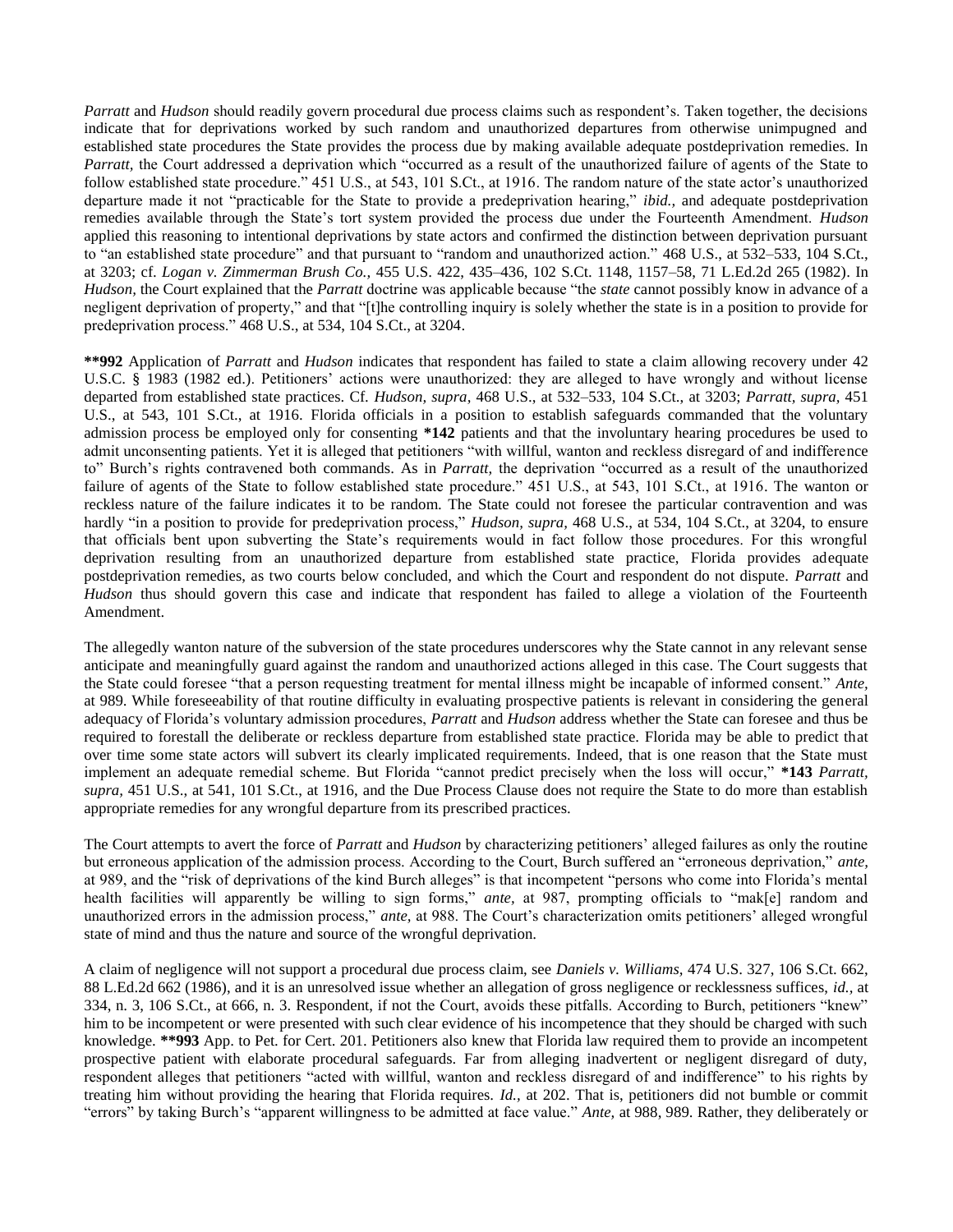*Parratt* and *Hudson* should readily govern procedural due process claims such as respondent's. Taken together, the decisions indicate that for deprivations worked by such random and unauthorized departures from otherwise unimpugned and established state procedures the State provides the process due by making available adequate postdeprivation remedies. In *Parratt,* the Court addressed a deprivation which "occurred as a result of the unauthorized failure of agents of the State to follow established state procedure." 451 U.S., at 543, 101 S.Ct., at 1916. The random nature of the state actor's unauthorized departure made it not "practicable for the State to provide a predeprivation hearing," *ibid.,* and adequate postdeprivation remedies available through the State's tort system provided the process due under the Fourteenth Amendment. *Hudson* applied this reasoning to intentional deprivations by state actors and confirmed the distinction between deprivation pursuant to "an established state procedure" and that pursuant to "random and unauthorized action." 468 U.S., at 532–533, 104 S.Ct., at 3203; cf. *Logan v. Zimmerman Brush Co.,* 455 U.S. 422, 435–436, 102 S.Ct. 1148, 1157–58, 71 L.Ed.2d 265 (1982). In *Hudson,* the Court explained that the *Parratt* doctrine was applicable because "the *state* cannot possibly know in advance of a negligent deprivation of property," and that "[t]he controlling inquiry is solely whether the state is in a position to provide for predeprivation process." 468 U.S., at 534, 104 S.Ct., at 3204.

**\*\*992** Application of *Parratt* and *Hudson* indicates that respondent has failed to state a claim allowing recovery under 42 U.S.C. § 1983 (1982 ed.). Petitioners' actions were unauthorized: they are alleged to have wrongly and without license departed from established state practices. Cf. *Hudson, supra,* 468 U.S., at 532–533, 104 S.Ct., at 3203; *Parratt, supra,* 451 U.S., at 543, 101 S.Ct., at 1916. Florida officials in a position to establish safeguards commanded that the voluntary admission process be employed only for consenting **\*142** patients and that the involuntary hearing procedures be used to admit unconsenting patients. Yet it is alleged that petitioners "with willful, wanton and reckless disregard of and indifference to" Burch's rights contravened both commands. As in *Parratt,* the deprivation "occurred as a result of the unauthorized failure of agents of the State to follow established state procedure." 451 U.S., at 543, 101 S.Ct., at 1916. The wanton or reckless nature of the failure indicates it to be random. The State could not foresee the particular contravention and was hardly "in a position to provide for predeprivation process," *Hudson, supra,* 468 U.S., at 534, 104 S.Ct., at 3204, to ensure that officials bent upon subverting the State's requirements would in fact follow those procedures. For this wrongful deprivation resulting from an unauthorized departure from established state practice, Florida provides adequate postdeprivation remedies, as two courts below concluded, and which the Court and respondent do not dispute. *Parratt* and *Hudson* thus should govern this case and indicate that respondent has failed to allege a violation of the Fourteenth Amendment.

The allegedly wanton nature of the subversion of the state procedures underscores why the State cannot in any relevant sense anticipate and meaningfully guard against the random and unauthorized actions alleged in this case. The Court suggests that the State could foresee "that a person requesting treatment for mental illness might be incapable of informed consent." *Ante,* at 989. While foreseeability of that routine difficulty in evaluating prospective patients is relevant in considering the general adequacy of Florida's voluntary admission procedures, *Parratt* and *Hudson* address whether the State can foresee and thus be required to forestall the deliberate or reckless departure from established state practice. Florida may be able to predict that over time some state actors will subvert its clearly implicated requirements. Indeed, that is one reason that the State must implement an adequate remedial scheme. But Florida "cannot predict precisely when the loss will occur," **\*143** *Parratt, supra,* 451 U.S., at 541, 101 S.Ct., at 1916, and the Due Process Clause does not require the State to do more than establish appropriate remedies for any wrongful departure from its prescribed practices.

The Court attempts to avert the force of *Parratt* and *Hudson* by characterizing petitioners' alleged failures as only the routine but erroneous application of the admission process. According to the Court, Burch suffered an "erroneous deprivation," *ante,* at 989, and the "risk of deprivations of the kind Burch alleges" is that incompetent "persons who come into Florida's mental health facilities will apparently be willing to sign forms," *ante,* at 987, prompting officials to "mak[e] random and unauthorized errors in the admission process," *ante,* at 988. The Court's characterization omits petitioners' alleged wrongful state of mind and thus the nature and source of the wrongful deprivation.

A claim of negligence will not support a procedural due process claim, see *Daniels v. Williams,* 474 U.S. 327, 106 S.Ct. 662, 88 L.Ed.2d 662 (1986), and it is an unresolved issue whether an allegation of gross negligence or recklessness suffices, *id.,* at 334, n. 3, 106 S.Ct., at 666, n. 3. Respondent, if not the Court, avoids these pitfalls. According to Burch, petitioners "knew" him to be incompetent or were presented with such clear evidence of his incompetence that they should be charged with such knowledge. **\*\*993** App. to Pet. for Cert. 201. Petitioners also knew that Florida law required them to provide an incompetent prospective patient with elaborate procedural safeguards. Far from alleging inadvertent or negligent disregard of duty, respondent alleges that petitioners "acted with willful, wanton and reckless disregard of and indifference" to his rights by treating him without providing the hearing that Florida requires. *Id.,* at 202. That is, petitioners did not bumble or commit "errors" by taking Burch's "apparent willingness to be admitted at face value." *Ante,* at 988, 989. Rather, they deliberately or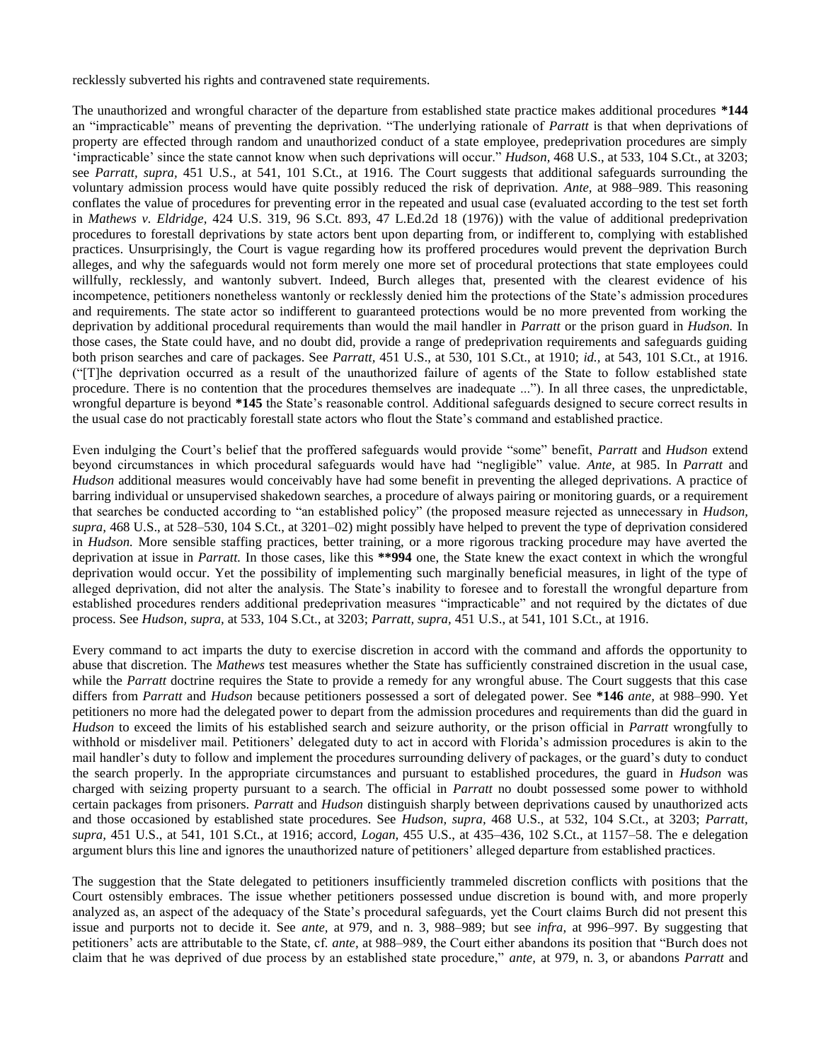recklessly subverted his rights and contravened state requirements.

The unauthorized and wrongful character of the departure from established state practice makes additional procedures **\*144** an "impracticable" means of preventing the deprivation. "The underlying rationale of *Parratt* is that when deprivations of property are effected through random and unauthorized conduct of a state employee, predeprivation procedures are simply 'impracticable' since the state cannot know when such deprivations will occur." *Hudson,* 468 U.S., at 533, 104 S.Ct., at 3203; see *Parratt, supra,* 451 U.S., at 541, 101 S.Ct., at 1916. The Court suggests that additional safeguards surrounding the voluntary admission process would have quite possibly reduced the risk of deprivation. *Ante,* at 988–989. This reasoning conflates the value of procedures for preventing error in the repeated and usual case (evaluated according to the test set forth in *Mathews v. Eldridge,* 424 U.S. 319, 96 S.Ct. 893, 47 L.Ed.2d 18 (1976)) with the value of additional predeprivation procedures to forestall deprivations by state actors bent upon departing from, or indifferent to, complying with established practices. Unsurprisingly, the Court is vague regarding how its proffered procedures would prevent the deprivation Burch alleges, and why the safeguards would not form merely one more set of procedural protections that state employees could willfully, recklessly, and wantonly subvert. Indeed, Burch alleges that, presented with the clearest evidence of his incompetence, petitioners nonetheless wantonly or recklessly denied him the protections of the State's admission procedures and requirements. The state actor so indifferent to guaranteed protections would be no more prevented from working the deprivation by additional procedural requirements than would the mail handler in *Parratt* or the prison guard in *Hudson.* In those cases, the State could have, and no doubt did, provide a range of predeprivation requirements and safeguards guiding both prison searches and care of packages. See *Parratt,* 451 U.S., at 530, 101 S.Ct., at 1910; *id.,* at 543, 101 S.Ct., at 1916. ("[T]he deprivation occurred as a result of the unauthorized failure of agents of the State to follow established state procedure. There is no contention that the procedures themselves are inadequate ..."). In all three cases, the unpredictable, wrongful departure is beyond **\*145** the State's reasonable control. Additional safeguards designed to secure correct results in the usual case do not practicably forestall state actors who flout the State's command and established practice.

Even indulging the Court's belief that the proffered safeguards would provide "some" benefit, *Parratt* and *Hudson* extend beyond circumstances in which procedural safeguards would have had "negligible" value. *Ante,* at 985. In *Parratt* and *Hudson* additional measures would conceivably have had some benefit in preventing the alleged deprivations. A practice of barring individual or unsupervised shakedown searches, a procedure of always pairing or monitoring guards, or a requirement that searches be conducted according to "an established policy" (the proposed measure rejected as unnecessary in *Hudson, supra,* 468 U.S., at 528–530, 104 S.Ct., at 3201–02) might possibly have helped to prevent the type of deprivation considered in *Hudson.* More sensible staffing practices, better training, or a more rigorous tracking procedure may have averted the deprivation at issue in *Parratt.* In those cases, like this **\*\*994** one, the State knew the exact context in which the wrongful deprivation would occur. Yet the possibility of implementing such marginally beneficial measures, in light of the type of alleged deprivation, did not alter the analysis. The State's inability to foresee and to forestall the wrongful departure from established procedures renders additional predeprivation measures "impracticable" and not required by the dictates of due process. See *Hudson, supra,* at 533, 104 S.Ct., at 3203; *Parratt, supra,* 451 U.S., at 541, 101 S.Ct., at 1916.

Every command to act imparts the duty to exercise discretion in accord with the command and affords the opportunity to abuse that discretion. The *Mathews* test measures whether the State has sufficiently constrained discretion in the usual case, while the *Parratt* doctrine requires the State to provide a remedy for any wrongful abuse. The Court suggests that this case differs from *Parratt* and *Hudson* because petitioners possessed a sort of delegated power. See **\*146** *ante,* at 988–990. Yet petitioners no more had the delegated power to depart from the admission procedures and requirements than did the guard in *Hudson* to exceed the limits of his established search and seizure authority, or the prison official in *Parratt* wrongfully to withhold or misdeliver mail. Petitioners' delegated duty to act in accord with Florida's admission procedures is akin to the mail handler's duty to follow and implement the procedures surrounding delivery of packages, or the guard's duty to conduct the search properly. In the appropriate circumstances and pursuant to established procedures, the guard in *Hudson* was charged with seizing property pursuant to a search. The official in *Parratt* no doubt possessed some power to withhold certain packages from prisoners. *Parratt* and *Hudson* distinguish sharply between deprivations caused by unauthorized acts and those occasioned by established state procedures. See *Hudson, supra,* 468 U.S., at 532, 104 S.Ct., at 3203; *Parratt, supra,* 451 U.S., at 541, 101 S.Ct., at 1916; accord, *Logan,* 455 U.S., at 435–436, 102 S.Ct., at 1157–58. The e delegation argument blurs this line and ignores the unauthorized nature of petitioners' alleged departure from established practices.

The suggestion that the State delegated to petitioners insufficiently trammeled discretion conflicts with positions that the Court ostensibly embraces. The issue whether petitioners possessed undue discretion is bound with, and more properly analyzed as, an aspect of the adequacy of the State's procedural safeguards, yet the Court claims Burch did not present this issue and purports not to decide it. See *ante,* at 979, and n. 3, 988–989; but see *infra,* at 996–997. By suggesting that petitioners' acts are attributable to the State, cf. *ante,* at 988–989, the Court either abandons its position that "Burch does not claim that he was deprived of due process by an established state procedure," *ante,* at 979, n. 3, or abandons *Parratt* and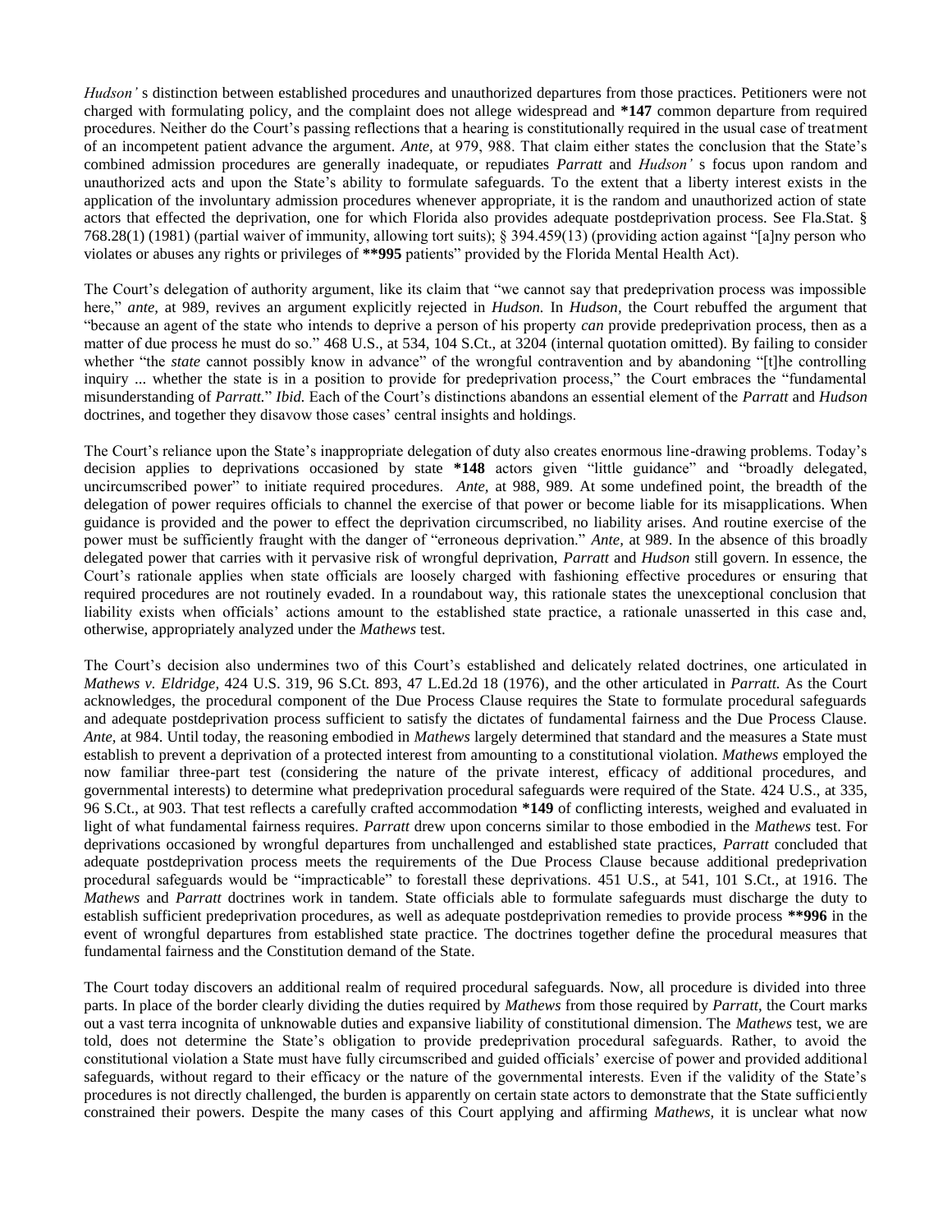*Hudson'* s distinction between established procedures and unauthorized departures from those practices. Petitioners were not charged with formulating policy, and the complaint does not allege widespread and **\*147** common departure from required procedures. Neither do the Court's passing reflections that a hearing is constitutionally required in the usual case of treatment of an incompetent patient advance the argument. *Ante,* at 979, 988. That claim either states the conclusion that the State's combined admission procedures are generally inadequate, or repudiates *Parratt* and *Hudson'* s focus upon random and unauthorized acts and upon the State's ability to formulate safeguards. To the extent that a liberty interest exists in the application of the involuntary admission procedures whenever appropriate, it is the random and unauthorized action of state actors that effected the deprivation, one for which Florida also provides adequate postdeprivation process. See Fla.Stat. § 768.28(1) (1981) (partial waiver of immunity, allowing tort suits); § 394.459(13) (providing action against "[a]ny person who violates or abuses any rights or privileges of **\*\*995** patients" provided by the Florida Mental Health Act).

The Court's delegation of authority argument, like its claim that "we cannot say that predeprivation process was impossible here," *ante,* at 989, revives an argument explicitly rejected in *Hudson.* In *Hudson,* the Court rebuffed the argument that "because an agent of the state who intends to deprive a person of his property *can* provide predeprivation process, then as a matter of due process he must do so." 468 U.S., at 534, 104 S.Ct., at 3204 (internal quotation omitted). By failing to consider whether "the *state* cannot possibly know in advance" of the wrongful contravention and by abandoning "[t]he controlling inquiry ... whether the state is in a position to provide for predeprivation process," the Court embraces the "fundamental misunderstanding of *Parratt.*" *Ibid.* Each of the Court's distinctions abandons an essential element of the *Parratt* and *Hudson* doctrines, and together they disavow those cases' central insights and holdings.

The Court's reliance upon the State's inappropriate delegation of duty also creates enormous line-drawing problems. Today's decision applies to deprivations occasioned by state **\*148** actors given "little guidance" and "broadly delegated, uncircumscribed power" to initiate required procedures. *Ante,* at 988, 989. At some undefined point, the breadth of the delegation of power requires officials to channel the exercise of that power or become liable for its misapplications. When guidance is provided and the power to effect the deprivation circumscribed, no liability arises. And routine exercise of the power must be sufficiently fraught with the danger of "erroneous deprivation." *Ante,* at 989. In the absence of this broadly delegated power that carries with it pervasive risk of wrongful deprivation, *Parratt* and *Hudson* still govern. In essence, the Court's rationale applies when state officials are loosely charged with fashioning effective procedures or ensuring that required procedures are not routinely evaded. In a roundabout way, this rationale states the unexceptional conclusion that liability exists when officials' actions amount to the established state practice, a rationale unasserted in this case and, otherwise, appropriately analyzed under the *Mathews* test.

The Court's decision also undermines two of this Court's established and delicately related doctrines, one articulated in *Mathews v. Eldridge,* 424 U.S. 319, 96 S.Ct. 893, 47 L.Ed.2d 18 (1976), and the other articulated in *Parratt.* As the Court acknowledges, the procedural component of the Due Process Clause requires the State to formulate procedural safeguards and adequate postdeprivation process sufficient to satisfy the dictates of fundamental fairness and the Due Process Clause. *Ante,* at 984. Until today, the reasoning embodied in *Mathews* largely determined that standard and the measures a State must establish to prevent a deprivation of a protected interest from amounting to a constitutional violation. *Mathews* employed the now familiar three-part test (considering the nature of the private interest, efficacy of additional procedures, and governmental interests) to determine what predeprivation procedural safeguards were required of the State. 424 U.S., at 335, 96 S.Ct., at 903. That test reflects a carefully crafted accommodation **\*149** of conflicting interests, weighed and evaluated in light of what fundamental fairness requires. *Parratt* drew upon concerns similar to those embodied in the *Mathews* test. For deprivations occasioned by wrongful departures from unchallenged and established state practices, *Parratt* concluded that adequate postdeprivation process meets the requirements of the Due Process Clause because additional predeprivation procedural safeguards would be "impracticable" to forestall these deprivations. 451 U.S., at 541, 101 S.Ct., at 1916. The *Mathews* and *Parratt* doctrines work in tandem. State officials able to formulate safeguards must discharge the duty to establish sufficient predeprivation procedures, as well as adequate postdeprivation remedies to provide process **\*\*996** in the event of wrongful departures from established state practice. The doctrines together define the procedural measures that fundamental fairness and the Constitution demand of the State.

The Court today discovers an additional realm of required procedural safeguards. Now, all procedure is divided into three parts. In place of the border clearly dividing the duties required by *Mathews* from those required by *Parratt,* the Court marks out a vast terra incognita of unknowable duties and expansive liability of constitutional dimension. The *Mathews* test, we are told, does not determine the State's obligation to provide predeprivation procedural safeguards. Rather, to avoid the constitutional violation a State must have fully circumscribed and guided officials' exercise of power and provided additional safeguards, without regard to their efficacy or the nature of the governmental interests. Even if the validity of the State's procedures is not directly challenged, the burden is apparently on certain state actors to demonstrate that the State sufficiently constrained their powers. Despite the many cases of this Court applying and affirming *Mathews,* it is unclear what now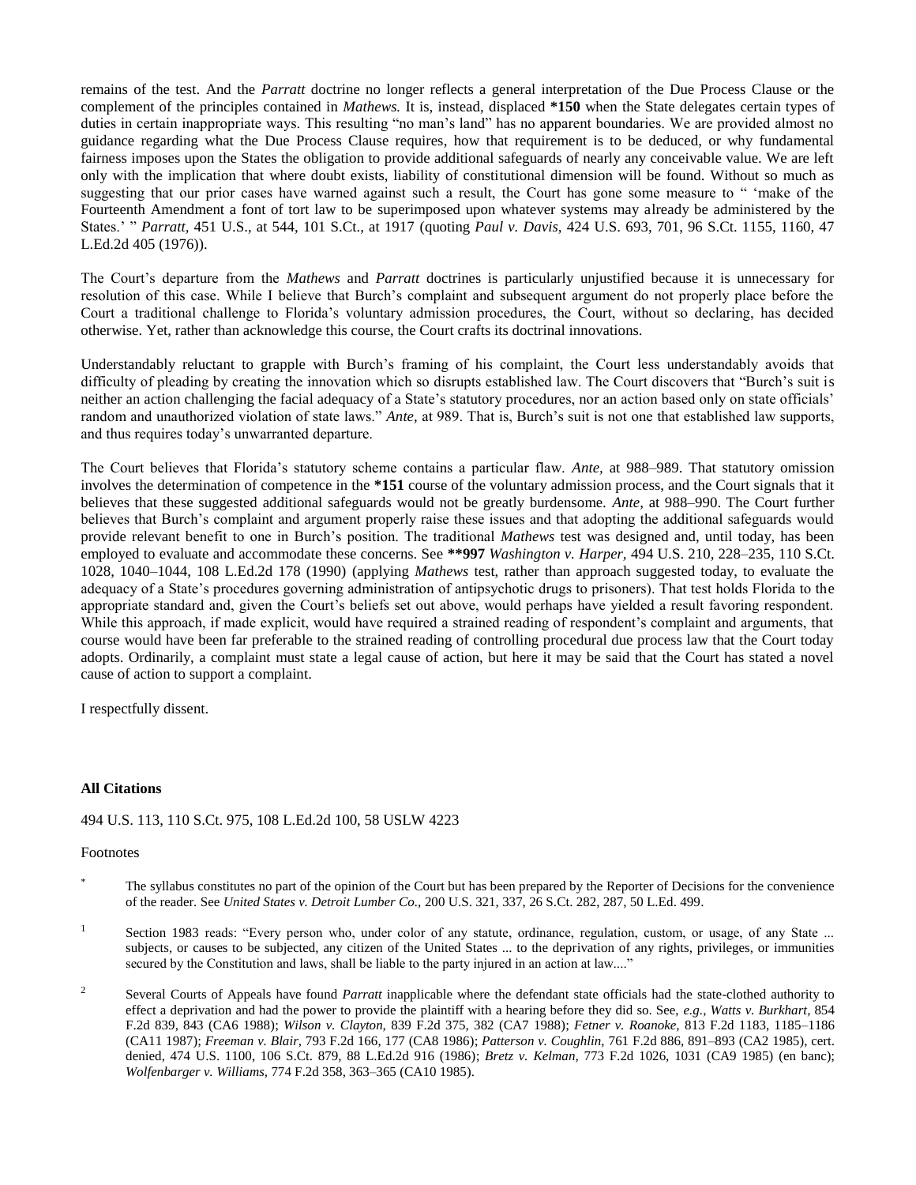remains of the test. And the *Parratt* doctrine no longer reflects a general interpretation of the Due Process Clause or the complement of the principles contained in *Mathews.* It is, instead, displaced **\*150** when the State delegates certain types of duties in certain inappropriate ways. This resulting "no man's land" has no apparent boundaries. We are provided almost no guidance regarding what the Due Process Clause requires, how that requirement is to be deduced, or why fundamental fairness imposes upon the States the obligation to provide additional safeguards of nearly any conceivable value. We are left only with the implication that where doubt exists, liability of constitutional dimension will be found. Without so much as suggesting that our prior cases have warned against such a result, the Court has gone some measure to " 'make of the Fourteenth Amendment a font of tort law to be superimposed upon whatever systems may already be administered by the States.' " *Parratt,* 451 U.S., at 544, 101 S.Ct., at 1917 (quoting *Paul v. Davis,* 424 U.S. 693, 701, 96 S.Ct. 1155, 1160, 47 L.Ed.2d 405 (1976)).

The Court's departure from the *Mathews* and *Parratt* doctrines is particularly unjustified because it is unnecessary for resolution of this case. While I believe that Burch's complaint and subsequent argument do not properly place before the Court a traditional challenge to Florida's voluntary admission procedures, the Court, without so declaring, has decided otherwise. Yet, rather than acknowledge this course, the Court crafts its doctrinal innovations.

Understandably reluctant to grapple with Burch's framing of his complaint, the Court less understandably avoids that difficulty of pleading by creating the innovation which so disrupts established law. The Court discovers that "Burch's suit is neither an action challenging the facial adequacy of a State's statutory procedures, nor an action based only on state officials' random and unauthorized violation of state laws." *Ante,* at 989. That is, Burch's suit is not one that established law supports, and thus requires today's unwarranted departure.

The Court believes that Florida's statutory scheme contains a particular flaw. *Ante,* at 988–989. That statutory omission involves the determination of competence in the **\*151** course of the voluntary admission process, and the Court signals that it believes that these suggested additional safeguards would not be greatly burdensome. *Ante,* at 988–990. The Court further believes that Burch's complaint and argument properly raise these issues and that adopting the additional safeguards would provide relevant benefit to one in Burch's position. The traditional *Mathews* test was designed and, until today, has been employed to evaluate and accommodate these concerns. See **\*\*997** *Washington v. Harper,* 494 U.S. 210, 228–235, 110 S.Ct. 1028, 1040–1044, 108 L.Ed.2d 178 (1990) (applying *Mathews* test, rather than approach suggested today, to evaluate the adequacy of a State's procedures governing administration of antipsychotic drugs to prisoners). That test holds Florida to the appropriate standard and, given the Court's beliefs set out above, would perhaps have yielded a result favoring respondent. While this approach, if made explicit, would have required a strained reading of respondent's complaint and arguments, that course would have been far preferable to the strained reading of controlling procedural due process law that the Court today adopts. Ordinarily, a complaint must state a legal cause of action, but here it may be said that the Court has stated a novel cause of action to support a complaint.

I respectfully dissent.

**All Citations**

494 U.S. 113, 110 S.Ct. 975, 108 L.Ed.2d 100, 58 USLW 4223

Footnotes

\* The syllabus constitutes no part of the opinion of the Court but has been prepared by the Reporter of Decisions for the convenience of the reader. See *United States v. Detroit Lumber Co.,* 200 U.S. 321, 337, 26 S.Ct. 282, 287, 50 L.Ed. 499.

1 Section 1983 reads: "Every person who, under color of any statute, ordinance, regulation, custom, or usage, of any State ... subjects, or causes to be subjected, any citizen of the United States ... to the deprivation of any rights, privileges, or immunities secured by the Constitution and laws, shall be liable to the party injured in an action at law...."

2 Several Courts of Appeals have found *Parratt* inapplicable where the defendant state officials had the state-clothed authority to effect a deprivation and had the power to provide the plaintiff with a hearing before they did so. See, *e.g., Watts v. Burkhart,* 854 F.2d 839, 843 (CA6 1988); *Wilson v. Clayton,* 839 F.2d 375, 382 (CA7 1988); *Fetner v. Roanoke,* 813 F.2d 1183, 1185–1186 (CA11 1987); *Freeman v. Blair,* 793 F.2d 166, 177 (CA8 1986); *Patterson v. Coughlin,* 761 F.2d 886, 891–893 (CA2 1985), cert. denied, 474 U.S. 1100, 106 S.Ct. 879, 88 L.Ed.2d 916 (1986); *Bretz v. Kelman,* 773 F.2d 1026, 1031 (CA9 1985) (en banc); *Wolfenbarger v. Williams,* 774 F.2d 358, 363–365 (CA10 1985).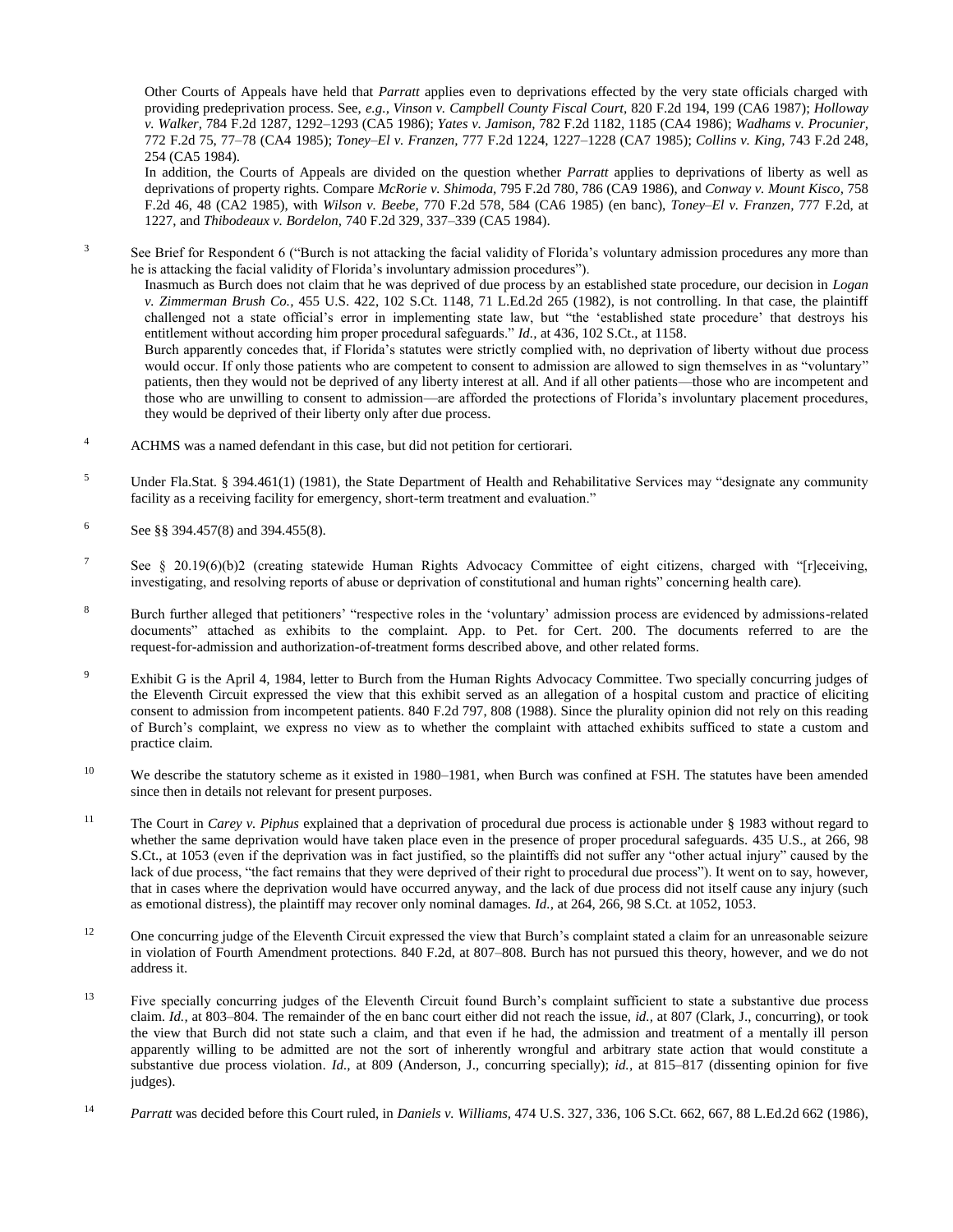Other Courts of Appeals have held that *Parratt* applies even to deprivations effected by the very state officials charged with providing predeprivation process. See, *e.g., Vinson v. Campbell County Fiscal Court,* 820 F.2d 194, 199 (CA6 1987); *Holloway v. Walker,* 784 F.2d 1287, 1292–1293 (CA5 1986); *Yates v. Jamison,* 782 F.2d 1182, 1185 (CA4 1986); *Wadhams v. Procunier,* 772 F.2d 75, 77–78 (CA4 1985); *Toney–El v. Franzen,* 777 F.2d 1224, 1227–1228 (CA7 1985); *Collins v. King,* 743 F.2d 248, 254 (CA5 1984).

In addition, the Courts of Appeals are divided on the question whether *Parratt* applies to deprivations of liberty as well as deprivations of property rights. Compare *McRorie v. Shimoda,* 795 F.2d 780, 786 (CA9 1986), and *Conway v. Mount Kisco,* 758 F.2d 46, 48 (CA2 1985), with *Wilson v. Beebe,* 770 F.2d 578, 584 (CA6 1985) (en banc), *Toney–El v. Franzen,* 777 F.2d, at 1227, and *Thibodeaux v. Bordelon,* 740 F.2d 329, 337–339 (CA5 1984).

3 See Brief for Respondent 6 ("Burch is not attacking the facial validity of Florida's voluntary admission procedures any more than he is attacking the facial validity of Florida's involuntary admission procedures").

Inasmuch as Burch does not claim that he was deprived of due process by an established state procedure, our decision in *Logan v. Zimmerman Brush Co.,* 455 U.S. 422, 102 S.Ct. 1148, 71 L.Ed.2d 265 (1982), is not controlling. In that case, the plaintiff challenged not a state official's error in implementing state law, but "the 'established state procedure' that destroys his entitlement without according him proper procedural safeguards." *Id.,* at 436, 102 S.Ct., at 1158.

Burch apparently concedes that, if Florida's statutes were strictly complied with, no deprivation of liberty without due process would occur. If only those patients who are competent to consent to admission are allowed to sign themselves in as "voluntary" patients, then they would not be deprived of any liberty interest at all. And if all other patients—those who are incompetent and those who are unwilling to consent to admission—are afforded the protections of Florida's involuntary placement procedures, they would be deprived of their liberty only after due process.

4 ACHMS was a named defendant in this case, but did not petition for certiorari.

5 Under Fla.Stat. § 394.461(1) (1981), the State Department of Health and Rehabilitative Services may "designate any community facility as a receiving facility for emergency, short-term treatment and evaluation."

6 See §§ 394.457(8) and 394.455(8).

7 See § 20.19(6)(b)2 (creating statewide Human Rights Advocacy Committee of eight citizens, charged with "[r]eceiving, investigating, and resolving reports of abuse or deprivation of constitutional and human rights" concerning health care).

8 Burch further alleged that petitioners' "respective roles in the 'voluntary' admission process are evidenced by admissions-related documents" attached as exhibits to the complaint. App. to Pet. for Cert. 200. The documents referred to are the request-for-admission and authorization-of-treatment forms described above, and other related forms.

9 Exhibit G is the April 4, 1984, letter to Burch from the Human Rights Advocacy Committee. Two specially concurring judges of the Eleventh Circuit expressed the view that this exhibit served as an allegation of a hospital custom and practice of eliciting consent to admission from incompetent patients. 840 F.2d 797, 808 (1988). Since the plurality opinion did not rely on this reading of Burch's complaint, we express no view as to whether the complaint with attached exhibits sufficed to state a custom and practice claim.

10 We describe the statutory scheme as it existed in 1980–1981, when Burch was confined at FSH. The statutes have been amended since then in details not relevant for present purposes.

11 The Court in *Carey v. Piphus* explained that a deprivation of procedural due process is actionable under § 1983 without regard to whether the same deprivation would have taken place even in the presence of proper procedural safeguards. 435 U.S., at 266, 98 S.Ct., at 1053 (even if the deprivation was in fact justified, so the plaintiffs did not suffer any "other actual injury" caused by the lack of due process, "the fact remains that they were deprived of their right to procedural due process"). It went on to say, however, that in cases where the deprivation would have occurred anyway, and the lack of due process did not itself cause any injury (such as emotional distress), the plaintiff may recover only nominal damages. *Id.,* at 264, 266, 98 S.Ct. at 1052, 1053.

12 One concurring judge of the Eleventh Circuit expressed the view that Burch's complaint stated a claim for an unreasonable seizure in violation of Fourth Amendment protections. 840 F.2d, at 807–808. Burch has not pursued this theory, however, and we do not address it.

13 Five specially concurring judges of the Eleventh Circuit found Burch's complaint sufficient to state a substantive due process claim. *Id.,* at 803–804. The remainder of the en banc court either did not reach the issue, *id.,* at 807 (Clark, J., concurring), or took the view that Burch did not state such a claim, and that even if he had, the admission and treatment of a mentally ill person apparently willing to be admitted are not the sort of inherently wrongful and arbitrary state action that would constitute a substantive due process violation. *Id.,* at 809 (Anderson, J., concurring specially); *id.,* at 815–817 (dissenting opinion for five judges).

14 *Parratt* was decided before this Court ruled, in *Daniels v. Williams,* 474 U.S. 327, 336, 106 S.Ct. 662, 667, 88 L.Ed.2d 662 (1986),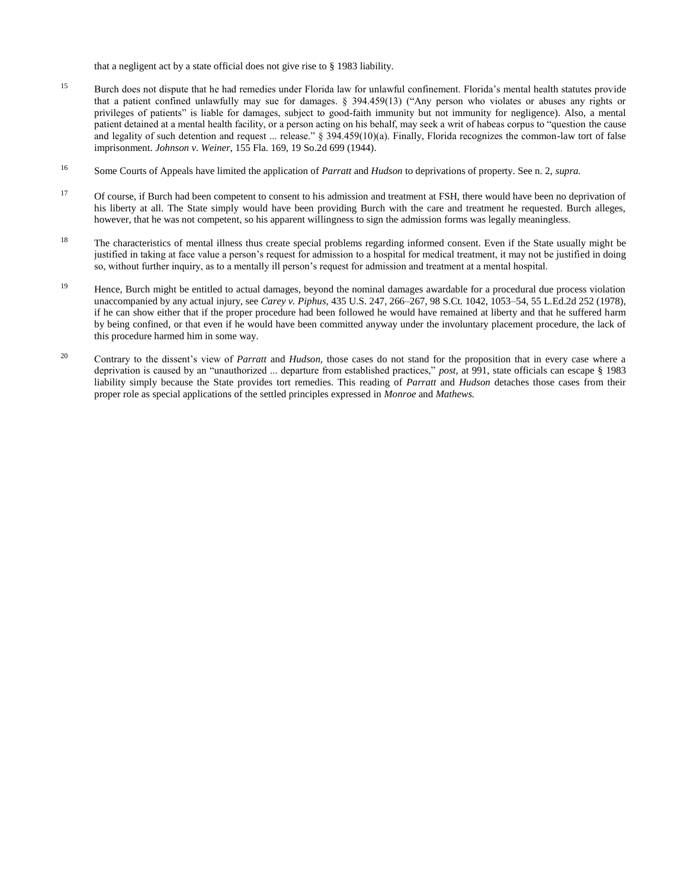that a negligent act by a state official does not give rise to § 1983 liability.

15 Burch does not dispute that he had remedies under Florida law for unlawful confinement. Florida's mental health statutes provide that a patient confined unlawfully may sue for damages. § 394.459(13) ("Any person who violates or abuses any rights or privileges of patients" is liable for damages, subject to good-faith immunity but not immunity for negligence). Also, a mental patient detained at a mental health facility, or a person acting on his behalf, may seek a writ of habeas corpus to "question the cause and legality of such detention and request ... release." § 394.459(10)(a). Finally, Florida recognizes the common-law tort of false imprisonment. *Johnson v. Weiner,* 155 Fla. 169, 19 So.2d 699 (1944).

16 Some Courts of Appeals have limited the application of *Parratt* and *Hudson* to deprivations of property. See n. 2, *supra.*

17 Of course, if Burch had been competent to consent to his admission and treatment at FSH, there would have been no deprivation of his liberty at all. The State simply would have been providing Burch with the care and treatment he requested. Burch alleges, however, that he was not competent, so his apparent willingness to sign the admission forms was legally meaningless.

18 The characteristics of mental illness thus create special problems regarding informed consent. Even if the State usually might be justified in taking at face value a person's request for admission to a hospital for medical treatment, it may not be justified in doing so, without further inquiry, as to a mentally ill person's request for admission and treatment at a mental hospital.

19 Hence, Burch might be entitled to actual damages, beyond the nominal damages awardable for a procedural due process violation unaccompanied by any actual injury, see *Carey v. Piphus,* 435 U.S. 247, 266–267, 98 S.Ct. 1042, 1053–54, 55 L.Ed.2d 252 (1978), if he can show either that if the proper procedure had been followed he would have remained at liberty and that he suffered harm by being confined, or that even if he would have been committed anyway under the involuntary placement procedure, the lack of this procedure harmed him in some way.

20 Contrary to the dissent's view of *Parratt* and *Hudson,* those cases do not stand for the proposition that in every case where a deprivation is caused by an "unauthorized ... departure from established practices," *post,* at 991, state officials can escape § 1983 liability simply because the State provides tort remedies. This reading of *Parratt* and *Hudson* detaches those cases from their proper role as special applications of the settled principles expressed in *Monroe* and *Mathews.*